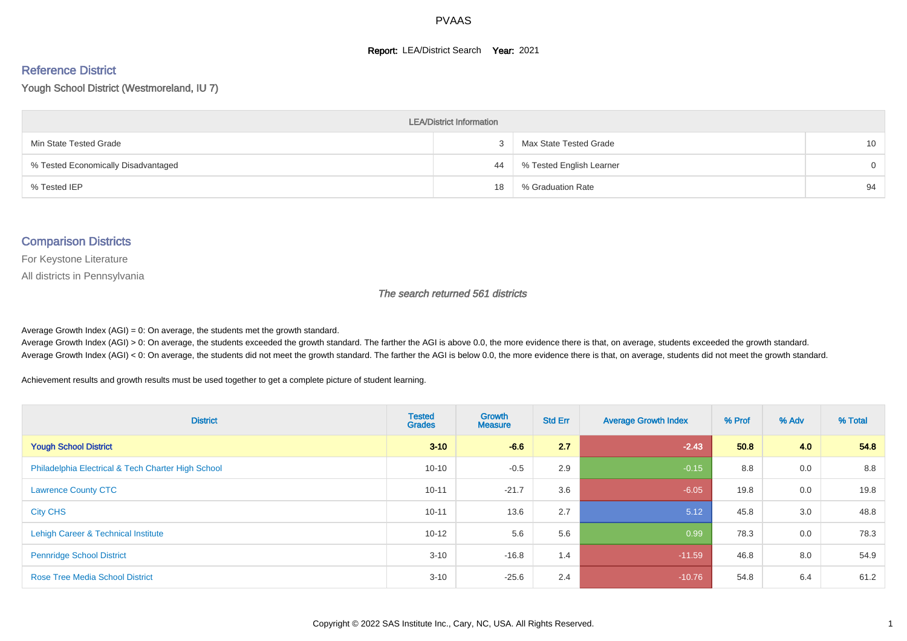# PVAAS

**Report:** LEA/District Search **Year:** 2021

## Reference District

### Yough School District (Westmoreland, IU 7)

| LEA/District Information | | | |
|---|---|---|---|
| Min State Tested Grade | 3 | Max State Tested Grade | 10 |
| % Tested Economically Disadvantaged | 44 | % Tested English Learner | 0 |
| % Tested IEP | 18 | % Graduation Rate | 94 |

## Comparison Districts

For Keystone Literature

All districts in Pennsylvania

*The search returned 561 districts*

Average Growth Index (AGI) = 0: On average, the students met the growth standard.
Average Growth Index (AGI) > 0: On average, the students exceeded the growth standard. The farther the AGI is above 0.0, the more evidence there is that, on average, students exceeded the growth standard.
Average Growth Index (AGI) < 0: On average, the students did not meet the growth standard. The farther the AGI is below 0.0, the more evidence there is that, on average, students did not meet the growth standard.

Achievement results and growth results must be used together to get a complete picture of student learning.

| District | Tested Grades | Growth Measure | Std Err | Average Growth Index | % Prof | % Adv | % Total |
|---|---|---|---|---|---|---|---|
| **Yough School District** | **3-10** | **-6.6** | **2.7** | **-2.43** | **50.8** | **4.0** | **54.8** |
| Philadelphia Electrical & Tech Charter High School | 10-10 | -0.5 | 2.9 | -0.15 | 8.8 | 0.0 | 8.8 |
| Lawrence County CTC | 10-11 | -21.7 | 3.6 | -6.05 | 19.8 | 0.0 | 19.8 |
| City CHS | 10-11 | 13.6 | 2.7 | 5.12 | 45.8 | 3.0 | 48.8 |
| Lehigh Career & Technical Institute | 10-12 | 5.6 | 5.6 | 0.99 | 78.3 | 0.0 | 78.3 |
| Pennridge School District | 3-10 | -16.8 | 1.4 | -11.59 | 46.8 | 8.0 | 54.9 |
| Rose Tree Media School District | 3-10 | -25.6 | 2.4 | -10.76 | 54.8 | 6.4 | 61.2 |

Copyright © 2022 SAS Institute Inc., Cary, NC, USA. All Rights Reserved.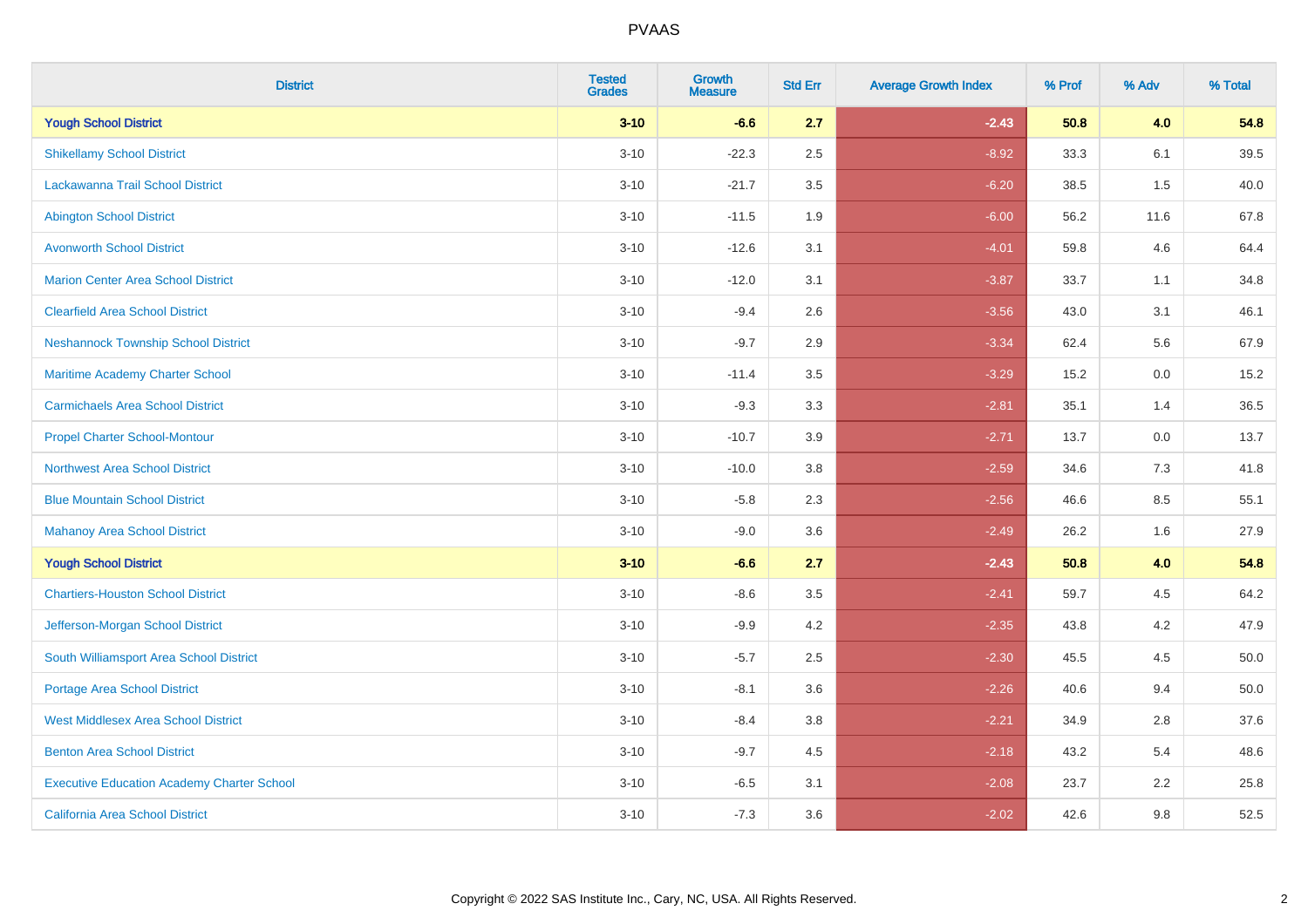# PVAAS

| District | Tested Grades | Growth Measure | Std Err | Average Growth Index | % Prof | % Adv | % Total |
|---|---|---|---|---|---|---|---|
| **Yough School District** | **3-10** | **-6.6** | **2.7** | **-2.43** | **50.8** | **4.0** | **54.8** |
| Shikellamy School District | 3-10 | -22.3 | 2.5 | -8.92 | 33.3 | 6.1 | 39.5 |
| Lackawanna Trail School District | 3-10 | -21.7 | 3.5 | -6.20 | 38.5 | 1.5 | 40.0 |
| Abington School District | 3-10 | -11.5 | 1.9 | -6.00 | 56.2 | 11.6 | 67.8 |
| Avonworth School District | 3-10 | -12.6 | 3.1 | -4.01 | 59.8 | 4.6 | 64.4 |
| Marion Center Area School District | 3-10 | -12.0 | 3.1 | -3.87 | 33.7 | 1.1 | 34.8 |
| Clearfield Area School District | 3-10 | -9.4 | 2.6 | -3.56 | 43.0 | 3.1 | 46.1 |
| Neshannock Township School District | 3-10 | -9.7 | 2.9 | -3.34 | 62.4 | 5.6 | 67.9 |
| Maritime Academy Charter School | 3-10 | -11.4 | 3.5 | -3.29 | 15.2 | 0.0 | 15.2 |
| Carmichaels Area School District | 3-10 | -9.3 | 3.3 | -2.81 | 35.1 | 1.4 | 36.5 |
| Propel Charter School-Montour | 3-10 | -10.7 | 3.9 | -2.71 | 13.7 | 0.0 | 13.7 |
| Northwest Area School District | 3-10 | -10.0 | 3.8 | -2.59 | 34.6 | 7.3 | 41.8 |
| Blue Mountain School District | 3-10 | -5.8 | 2.3 | -2.56 | 46.6 | 8.5 | 55.1 |
| Mahanoy Area School District | 3-10 | -9.0 | 3.6 | -2.49 | 26.2 | 1.6 | 27.9 |
| **Yough School District** | **3-10** | **-6.6** | **2.7** | **-2.43** | **50.8** | **4.0** | **54.8** |
| Chartiers-Houston School District | 3-10 | -8.6 | 3.5 | -2.41 | 59.7 | 4.5 | 64.2 |
| Jefferson-Morgan School District | 3-10 | -9.9 | 4.2 | -2.35 | 43.8 | 4.2 | 47.9 |
| South Williamsport Area School District | 3-10 | -5.7 | 2.5 | -2.30 | 45.5 | 4.5 | 50.0 |
| Portage Area School District | 3-10 | -8.1 | 3.6 | -2.26 | 40.6 | 9.4 | 50.0 |
| West Middlesex Area School District | 3-10 | -8.4 | 3.8 | -2.21 | 34.9 | 2.8 | 37.6 |
| Benton Area School District | 3-10 | -9.7 | 4.5 | -2.18 | 43.2 | 5.4 | 48.6 |
| Executive Education Academy Charter School | 3-10 | -6.5 | 3.1 | -2.08 | 23.7 | 2.2 | 25.8 |
| California Area School District | 3-10 | -7.3 | 3.6 | -2.02 | 42.6 | 9.8 | 52.5 |

Copyright © 2022 SAS Institute Inc., Cary, NC, USA. All Rights Reserved.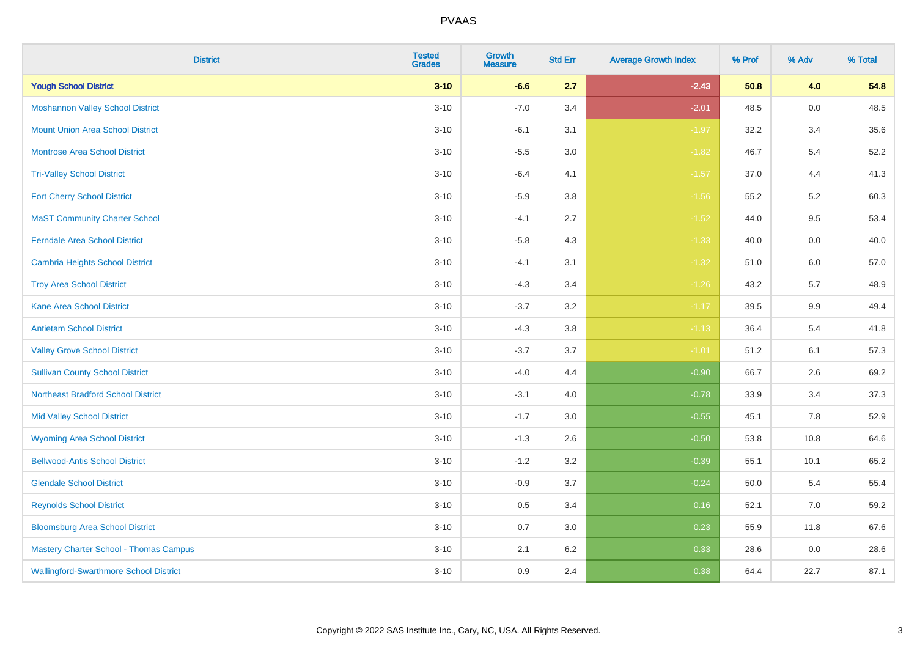| District | Tested Grades | Growth Measure | Std Err | Average Growth Index | % Prof | % Adv | % Total |
|---|---|---|---|---|---|---|---|
| **Yough School District** | **3-10** | **-6.6** | **2.7** | **-2.43** | **50.8** | **4.0** | **54.8** |
| Moshannon Valley School District | 3-10 | -7.0 | 3.4 | -2.01 | 48.5 | 0.0 | 48.5 |
| Mount Union Area School District | 3-10 | -6.1 | 3.1 | -1.97 | 32.2 | 3.4 | 35.6 |
| Montrose Area School District | 3-10 | -5.5 | 3.0 | -1.82 | 46.7 | 5.4 | 52.2 |
| Tri-Valley School District | 3-10 | -6.4 | 4.1 | -1.57 | 37.0 | 4.4 | 41.3 |
| Fort Cherry School District | 3-10 | -5.9 | 3.8 | -1.56 | 55.2 | 5.2 | 60.3 |
| MaST Community Charter School | 3-10 | -4.1 | 2.7 | -1.52 | 44.0 | 9.5 | 53.4 |
| Ferndale Area School District | 3-10 | -5.8 | 4.3 | -1.33 | 40.0 | 0.0 | 40.0 |
| Cambria Heights School District | 3-10 | -4.1 | 3.1 | -1.32 | 51.0 | 6.0 | 57.0 |
| Troy Area School District | 3-10 | -4.3 | 3.4 | -1.26 | 43.2 | 5.7 | 48.9 |
| Kane Area School District | 3-10 | -3.7 | 3.2 | -1.17 | 39.5 | 9.9 | 49.4 |
| Antietam School District | 3-10 | -4.3 | 3.8 | -1.13 | 36.4 | 5.4 | 41.8 |
| Valley Grove School District | 3-10 | -3.7 | 3.7 | -1.01 | 51.2 | 6.1 | 57.3 |
| Sullivan County School District | 3-10 | -4.0 | 4.4 | -0.90 | 66.7 | 2.6 | 69.2 |
| Northeast Bradford School District | 3-10 | -3.1 | 4.0 | -0.78 | 33.9 | 3.4 | 37.3 |
| Mid Valley School District | 3-10 | -1.7 | 3.0 | -0.55 | 45.1 | 7.8 | 52.9 |
| Wyoming Area School District | 3-10 | -1.3 | 2.6 | -0.50 | 53.8 | 10.8 | 64.6 |
| Bellwood-Antis School District | 3-10 | -1.2 | 3.2 | -0.39 | 55.1 | 10.1 | 65.2 |
| Glendale School District | 3-10 | -0.9 | 3.7 | -0.24 | 50.0 | 5.4 | 55.4 |
| Reynolds School District | 3-10 | 0.5 | 3.4 | 0.16 | 52.1 | 7.0 | 59.2 |
| Bloomsburg Area School District | 3-10 | 0.7 | 3.0 | 0.23 | 55.9 | 11.8 | 67.6 |
| Mastery Charter School - Thomas Campus | 3-10 | 2.1 | 6.2 | 0.33 | 28.6 | 0.0 | 28.6 |
| Wallingford-Swarthmore School District | 3-10 | 0.9 | 2.4 | 0.38 | 64.4 | 22.7 | 87.1 |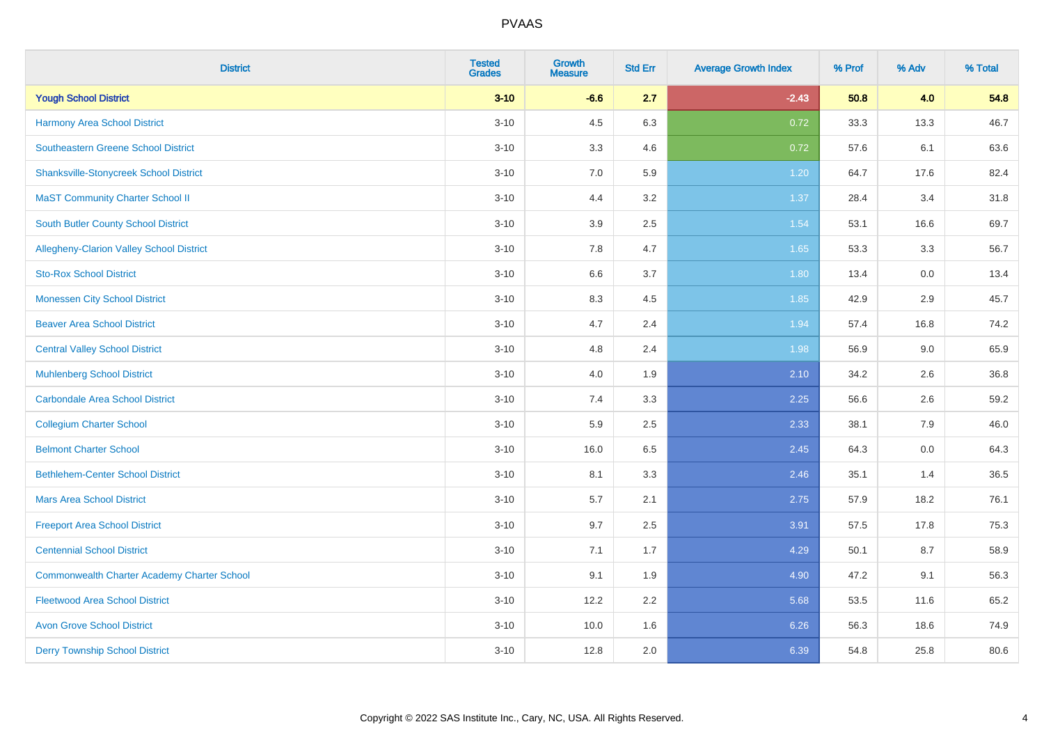| District | Tested Grades | Growth Measure | Std Err | Average Growth Index | % Prof | % Adv | % Total |
|---|---|---|---|---|---|---|---|
| **Yough School District** | **3-10** | **-6.6** | **2.7** | **-2.43** | **50.8** | **4.0** | **54.8** |
| Harmony Area School District | 3-10 | 4.5 | 6.3 | 0.72 | 33.3 | 13.3 | 46.7 |
| Southeastern Greene School District | 3-10 | 3.3 | 4.6 | 0.72 | 57.6 | 6.1 | 63.6 |
| Shanksville-Stonycreek School District | 3-10 | 7.0 | 5.9 | 1.20 | 64.7 | 17.6 | 82.4 |
| MaST Community Charter School II | 3-10 | 4.4 | 3.2 | 1.37 | 28.4 | 3.4 | 31.8 |
| South Butler County School District | 3-10 | 3.9 | 2.5 | 1.54 | 53.1 | 16.6 | 69.7 |
| Allegheny-Clarion Valley School District | 3-10 | 7.8 | 4.7 | 1.65 | 53.3 | 3.3 | 56.7 |
| Sto-Rox School District | 3-10 | 6.6 | 3.7 | 1.80 | 13.4 | 0.0 | 13.4 |
| Monessen City School District | 3-10 | 8.3 | 4.5 | 1.85 | 42.9 | 2.9 | 45.7 |
| Beaver Area School District | 3-10 | 4.7 | 2.4 | 1.94 | 57.4 | 16.8 | 74.2 |
| Central Valley School District | 3-10 | 4.8 | 2.4 | 1.98 | 56.9 | 9.0 | 65.9 |
| Muhlenberg School District | 3-10 | 4.0 | 1.9 | 2.10 | 34.2 | 2.6 | 36.8 |
| Carbondale Area School District | 3-10 | 7.4 | 3.3 | 2.25 | 56.6 | 2.6 | 59.2 |
| Collegium Charter School | 3-10 | 5.9 | 2.5 | 2.33 | 38.1 | 7.9 | 46.0 |
| Belmont Charter School | 3-10 | 16.0 | 6.5 | 2.45 | 64.3 | 0.0 | 64.3 |
| Bethlehem-Center School District | 3-10 | 8.1 | 3.3 | 2.46 | 35.1 | 1.4 | 36.5 |
| Mars Area School District | 3-10 | 5.7 | 2.1 | 2.75 | 57.9 | 18.2 | 76.1 |
| Freeport Area School District | 3-10 | 9.7 | 2.5 | 3.91 | 57.5 | 17.8 | 75.3 |
| Centennial School District | 3-10 | 7.1 | 1.7 | 4.29 | 50.1 | 8.7 | 58.9 |
| Commonwealth Charter Academy Charter School | 3-10 | 9.1 | 1.9 | 4.90 | 47.2 | 9.1 | 56.3 |
| Fleetwood Area School District | 3-10 | 12.2 | 2.2 | 5.68 | 53.5 | 11.6 | 65.2 |
| Avon Grove School District | 3-10 | 10.0 | 1.6 | 6.26 | 56.3 | 18.6 | 74.9 |
| Derry Township School District | 3-10 | 12.8 | 2.0 | 6.39 | 54.8 | 25.8 | 80.6 |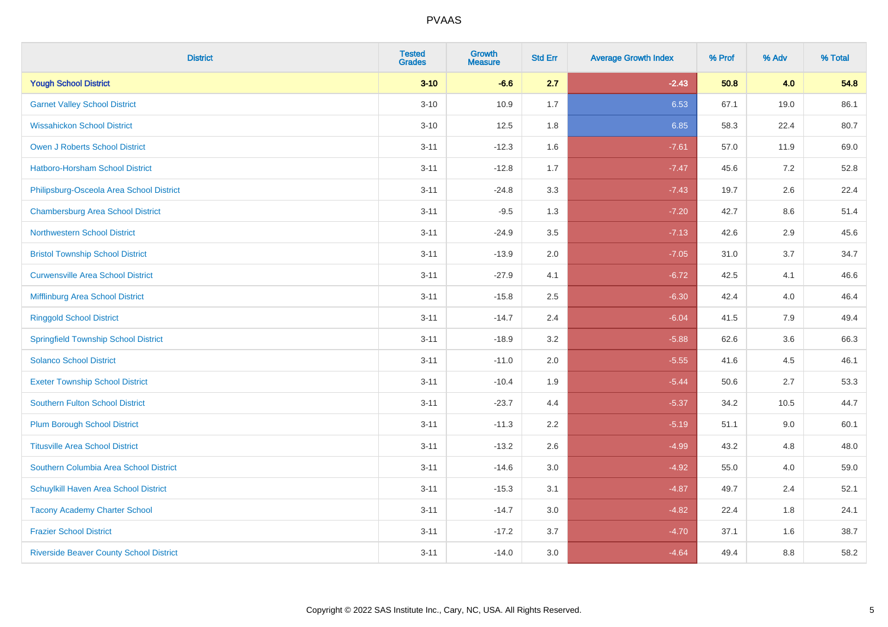# PVAAS

| District | Tested Grades | Growth Measure | Std Err | Average Growth Index | % Prof | % Adv | % Total |
|---|---|---|---|---|---|---|---|
| **Yough School District** | **3-10** | **-6.6** | **2.7** | **-2.43** | **50.8** | **4.0** | **54.8** |
| Garnet Valley School District | 3-10 | 10.9 | 1.7 | 6.53 | 67.1 | 19.0 | 86.1 |
| Wissahickon School District | 3-10 | 12.5 | 1.8 | 6.85 | 58.3 | 22.4 | 80.7 |
| Owen J Roberts School District | 3-11 | -12.3 | 1.6 | -7.61 | 57.0 | 11.9 | 69.0 |
| Hatboro-Horsham School District | 3-11 | -12.8 | 1.7 | -7.47 | 45.6 | 7.2 | 52.8 |
| Philipsburg-Osceola Area School District | 3-11 | -24.8 | 3.3 | -7.43 | 19.7 | 2.6 | 22.4 |
| Chambersburg Area School District | 3-11 | -9.5 | 1.3 | -7.20 | 42.7 | 8.6 | 51.4 |
| Northwestern School District | 3-11 | -24.9 | 3.5 | -7.13 | 42.6 | 2.9 | 45.6 |
| Bristol Township School District | 3-11 | -13.9 | 2.0 | -7.05 | 31.0 | 3.7 | 34.7 |
| Curwensville Area School District | 3-11 | -27.9 | 4.1 | -6.72 | 42.5 | 4.1 | 46.6 |
| Mifflinburg Area School District | 3-11 | -15.8 | 2.5 | -6.30 | 42.4 | 4.0 | 46.4 |
| Ringgold School District | 3-11 | -14.7 | 2.4 | -6.04 | 41.5 | 7.9 | 49.4 |
| Springfield Township School District | 3-11 | -18.9 | 3.2 | -5.88 | 62.6 | 3.6 | 66.3 |
| Solanco School District | 3-11 | -11.0 | 2.0 | -5.55 | 41.6 | 4.5 | 46.1 |
| Exeter Township School District | 3-11 | -10.4 | 1.9 | -5.44 | 50.6 | 2.7 | 53.3 |
| Southern Fulton School District | 3-11 | -23.7 | 4.4 | -5.37 | 34.2 | 10.5 | 44.7 |
| Plum Borough School District | 3-11 | -11.3 | 2.2 | -5.19 | 51.1 | 9.0 | 60.1 |
| Titusville Area School District | 3-11 | -13.2 | 2.6 | -4.99 | 43.2 | 4.8 | 48.0 |
| Southern Columbia Area School District | 3-11 | -14.6 | 3.0 | -4.92 | 55.0 | 4.0 | 59.0 |
| Schuylkill Haven Area School District | 3-11 | -15.3 | 3.1 | -4.87 | 49.7 | 2.4 | 52.1 |
| Tacony Academy Charter School | 3-11 | -14.7 | 3.0 | -4.82 | 22.4 | 1.8 | 24.1 |
| Frazier School District | 3-11 | -17.2 | 3.7 | -4.70 | 37.1 | 1.6 | 38.7 |
| Riverside Beaver County School District | 3-11 | -14.0 | 3.0 | -4.64 | 49.4 | 8.8 | 58.2 |

Copyright © 2022 SAS Institute Inc., Cary, NC, USA. All Rights Reserved.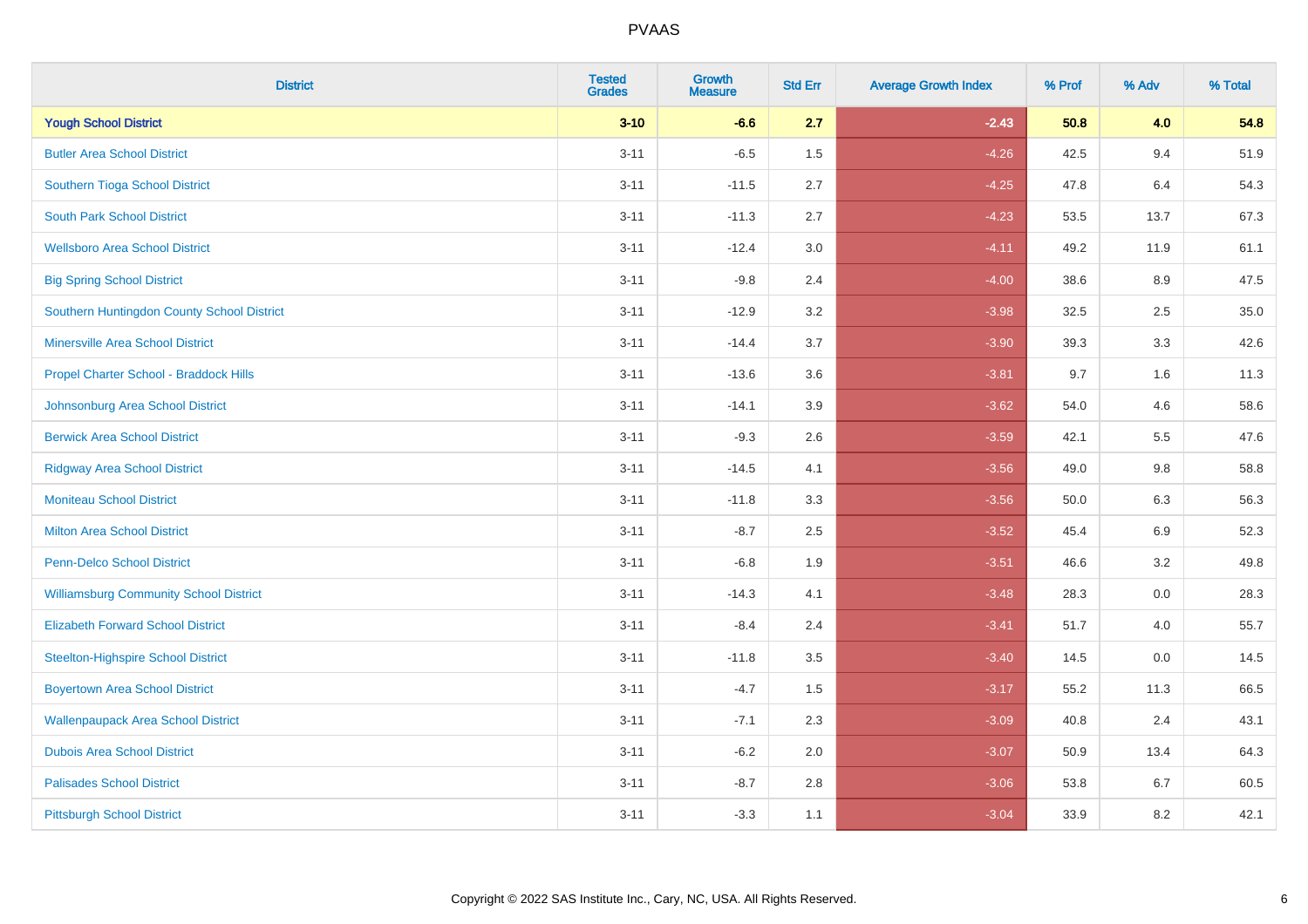| District | Tested Grades | Growth Measure | Std Err | Average Growth Index | % Prof | % Adv | % Total |
|---|---|---|---|---|---|---|---|
| **Yough School District** | **3-10** | **-6.6** | **2.7** | **-2.43** | **50.8** | **4.0** | **54.8** |
| Butler Area School District | 3-11 | -6.5 | 1.5 | -4.26 | 42.5 | 9.4 | 51.9 |
| Southern Tioga School District | 3-11 | -11.5 | 2.7 | -4.25 | 47.8 | 6.4 | 54.3 |
| South Park School District | 3-11 | -11.3 | 2.7 | -4.23 | 53.5 | 13.7 | 67.3 |
| Wellsboro Area School District | 3-11 | -12.4 | 3.0 | -4.11 | 49.2 | 11.9 | 61.1 |
| Big Spring School District | 3-11 | -9.8 | 2.4 | -4.00 | 38.6 | 8.9 | 47.5 |
| Southern Huntingdon County School District | 3-11 | -12.9 | 3.2 | -3.98 | 32.5 | 2.5 | 35.0 |
| Minersville Area School District | 3-11 | -14.4 | 3.7 | -3.90 | 39.3 | 3.3 | 42.6 |
| Propel Charter School - Braddock Hills | 3-11 | -13.6 | 3.6 | -3.81 | 9.7 | 1.6 | 11.3 |
| Johnsonburg Area School District | 3-11 | -14.1 | 3.9 | -3.62 | 54.0 | 4.6 | 58.6 |
| Berwick Area School District | 3-11 | -9.3 | 2.6 | -3.59 | 42.1 | 5.5 | 47.6 |
| Ridgway Area School District | 3-11 | -14.5 | 4.1 | -3.56 | 49.0 | 9.8 | 58.8 |
| Moniteau School District | 3-11 | -11.8 | 3.3 | -3.56 | 50.0 | 6.3 | 56.3 |
| Milton Area School District | 3-11 | -8.7 | 2.5 | -3.52 | 45.4 | 6.9 | 52.3 |
| Penn-Delco School District | 3-11 | -6.8 | 1.9 | -3.51 | 46.6 | 3.2 | 49.8 |
| Williamsburg Community School District | 3-11 | -14.3 | 4.1 | -3.48 | 28.3 | 0.0 | 28.3 |
| Elizabeth Forward School District | 3-11 | -8.4 | 2.4 | -3.41 | 51.7 | 4.0 | 55.7 |
| Steelton-Highspire School District | 3-11 | -11.8 | 3.5 | -3.40 | 14.5 | 0.0 | 14.5 |
| Boyertown Area School District | 3-11 | -4.7 | 1.5 | -3.17 | 55.2 | 11.3 | 66.5 |
| Wallenpaupack Area School District | 3-11 | -7.1 | 2.3 | -3.09 | 40.8 | 2.4 | 43.1 |
| Dubois Area School District | 3-11 | -6.2 | 2.0 | -3.07 | 50.9 | 13.4 | 64.3 |
| Palisades School District | 3-11 | -8.7 | 2.8 | -3.06 | 53.8 | 6.7 | 60.5 |
| Pittsburgh School District | 3-11 | -3.3 | 1.1 | -3.04 | 33.9 | 8.2 | 42.1 |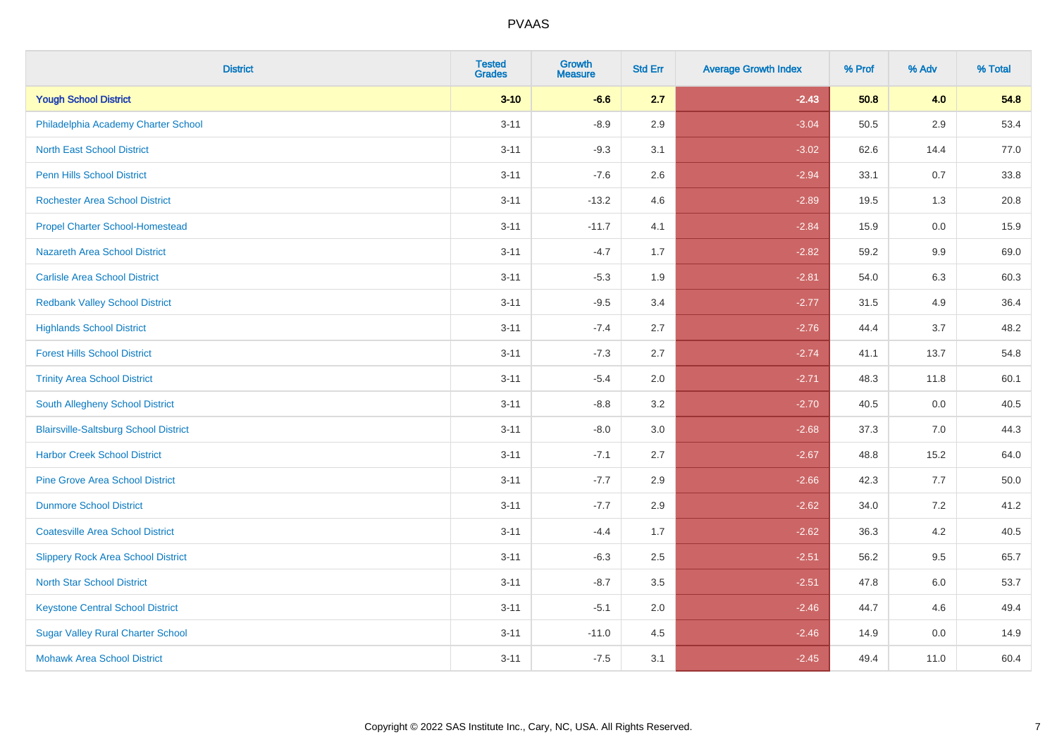# PVAAS

| District | Tested Grades | Growth Measure | Std Err | Average Growth Index | % Prof | % Adv | % Total |
|---|---|---|---|---|---|---|---|
| **Yough School District** | **3-10** | **-6.6** | **2.7** | **-2.43** | **50.8** | **4.0** | **54.8** |
| Philadelphia Academy Charter School | 3-11 | -8.9 | 2.9 | -3.04 | 50.5 | 2.9 | 53.4 |
| North East School District | 3-11 | -9.3 | 3.1 | -3.02 | 62.6 | 14.4 | 77.0 |
| Penn Hills School District | 3-11 | -7.6 | 2.6 | -2.94 | 33.1 | 0.7 | 33.8 |
| Rochester Area School District | 3-11 | -13.2 | 4.6 | -2.89 | 19.5 | 1.3 | 20.8 |
| Propel Charter School-Homestead | 3-11 | -11.7 | 4.1 | -2.84 | 15.9 | 0.0 | 15.9 |
| Nazareth Area School District | 3-11 | -4.7 | 1.7 | -2.82 | 59.2 | 9.9 | 69.0 |
| Carlisle Area School District | 3-11 | -5.3 | 1.9 | -2.81 | 54.0 | 6.3 | 60.3 |
| Redbank Valley School District | 3-11 | -9.5 | 3.4 | -2.77 | 31.5 | 4.9 | 36.4 |
| Highlands School District | 3-11 | -7.4 | 2.7 | -2.76 | 44.4 | 3.7 | 48.2 |
| Forest Hills School District | 3-11 | -7.3 | 2.7 | -2.74 | 41.1 | 13.7 | 54.8 |
| Trinity Area School District | 3-11 | -5.4 | 2.0 | -2.71 | 48.3 | 11.8 | 60.1 |
| South Allegheny School District | 3-11 | -8.8 | 3.2 | -2.70 | 40.5 | 0.0 | 40.5 |
| Blairsville-Saltsburg School District | 3-11 | -8.0 | 3.0 | -2.68 | 37.3 | 7.0 | 44.3 |
| Harbor Creek School District | 3-11 | -7.1 | 2.7 | -2.67 | 48.8 | 15.2 | 64.0 |
| Pine Grove Area School District | 3-11 | -7.7 | 2.9 | -2.66 | 42.3 | 7.7 | 50.0 |
| Dunmore School District | 3-11 | -7.7 | 2.9 | -2.62 | 34.0 | 7.2 | 41.2 |
| Coatesville Area School District | 3-11 | -4.4 | 1.7 | -2.62 | 36.3 | 4.2 | 40.5 |
| Slippery Rock Area School District | 3-11 | -6.3 | 2.5 | -2.51 | 56.2 | 9.5 | 65.7 |
| North Star School District | 3-11 | -8.7 | 3.5 | -2.51 | 47.8 | 6.0 | 53.7 |
| Keystone Central School District | 3-11 | -5.1 | 2.0 | -2.46 | 44.7 | 4.6 | 49.4 |
| Sugar Valley Rural Charter School | 3-11 | -11.0 | 4.5 | -2.46 | 14.9 | 0.0 | 14.9 |
| Mohawk Area School District | 3-11 | -7.5 | 3.1 | -2.45 | 49.4 | 11.0 | 60.4 |

Copyright © 2022 SAS Institute Inc., Cary, NC, USA. All Rights Reserved.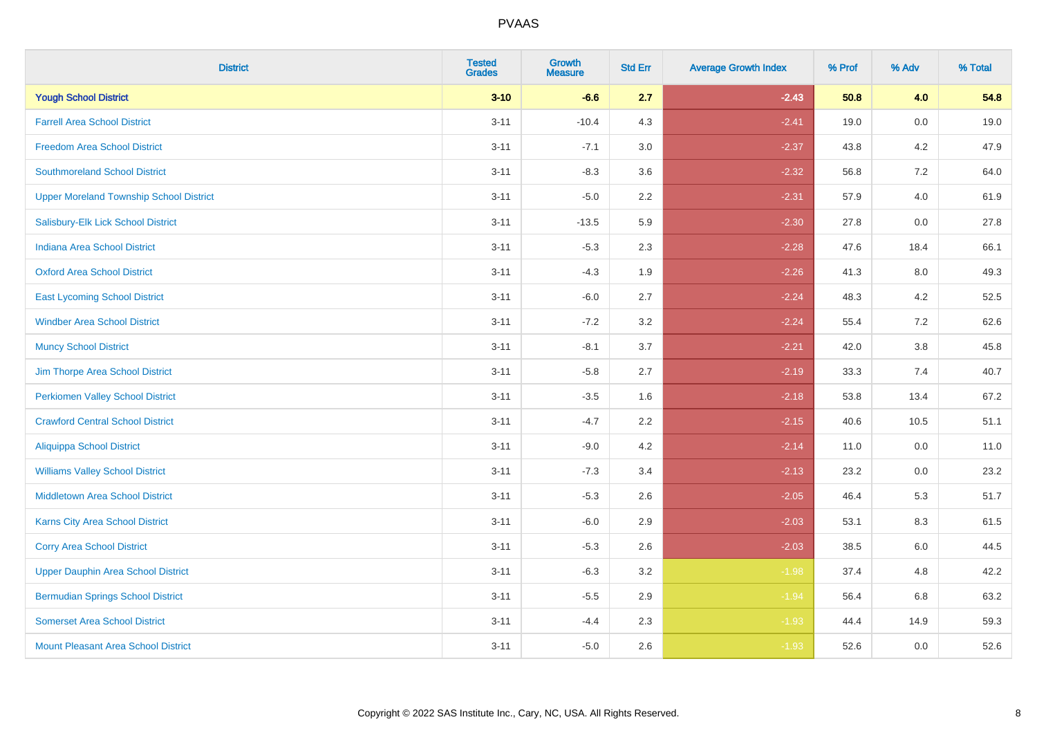PVAAS

| District | Tested Grades | Growth Measure | Std Err | Average Growth Index | % Prof | % Adv | % Total |
|---|---|---|---|---|---|---|---|
| **Yough School District** | **3-10** | **-6.6** | **2.7** | **-2.43** | **50.8** | **4.0** | **54.8** |
| Farrell Area School District | 3-11 | -10.4 | 4.3 | -2.41 | 19.0 | 0.0 | 19.0 |
| Freedom Area School District | 3-11 | -7.1 | 3.0 | -2.37 | 43.8 | 4.2 | 47.9 |
| Southmoreland School District | 3-11 | -8.3 | 3.6 | -2.32 | 56.8 | 7.2 | 64.0 |
| Upper Moreland Township School District | 3-11 | -5.0 | 2.2 | -2.31 | 57.9 | 4.0 | 61.9 |
| Salisbury-Elk Lick School District | 3-11 | -13.5 | 5.9 | -2.30 | 27.8 | 0.0 | 27.8 |
| Indiana Area School District | 3-11 | -5.3 | 2.3 | -2.28 | 47.6 | 18.4 | 66.1 |
| Oxford Area School District | 3-11 | -4.3 | 1.9 | -2.26 | 41.3 | 8.0 | 49.3 |
| East Lycoming School District | 3-11 | -6.0 | 2.7 | -2.24 | 48.3 | 4.2 | 52.5 |
| Windber Area School District | 3-11 | -7.2 | 3.2 | -2.24 | 55.4 | 7.2 | 62.6 |
| Muncy School District | 3-11 | -8.1 | 3.7 | -2.21 | 42.0 | 3.8 | 45.8 |
| Jim Thorpe Area School District | 3-11 | -5.8 | 2.7 | -2.19 | 33.3 | 7.4 | 40.7 |
| Perkiomen Valley School District | 3-11 | -3.5 | 1.6 | -2.18 | 53.8 | 13.4 | 67.2 |
| Crawford Central School District | 3-11 | -4.7 | 2.2 | -2.15 | 40.6 | 10.5 | 51.1 |
| Aliquippa School District | 3-11 | -9.0 | 4.2 | -2.14 | 11.0 | 0.0 | 11.0 |
| Williams Valley School District | 3-11 | -7.3 | 3.4 | -2.13 | 23.2 | 0.0 | 23.2 |
| Middletown Area School District | 3-11 | -5.3 | 2.6 | -2.05 | 46.4 | 5.3 | 51.7 |
| Karns City Area School District | 3-11 | -6.0 | 2.9 | -2.03 | 53.1 | 8.3 | 61.5 |
| Corry Area School District | 3-11 | -5.3 | 2.6 | -2.03 | 38.5 | 6.0 | 44.5 |
| Upper Dauphin Area School District | 3-11 | -6.3 | 3.2 | -1.98 | 37.4 | 4.8 | 42.2 |
| Bermudian Springs School District | 3-11 | -5.5 | 2.9 | -1.94 | 56.4 | 6.8 | 63.2 |
| Somerset Area School District | 3-11 | -4.4 | 2.3 | -1.93 | 44.4 | 14.9 | 59.3 |
| Mount Pleasant Area School District | 3-11 | -5.0 | 2.6 | -1.93 | 52.6 | 0.0 | 52.6 |

Copyright © 2022 SAS Institute Inc., Cary, NC, USA. All Rights Reserved.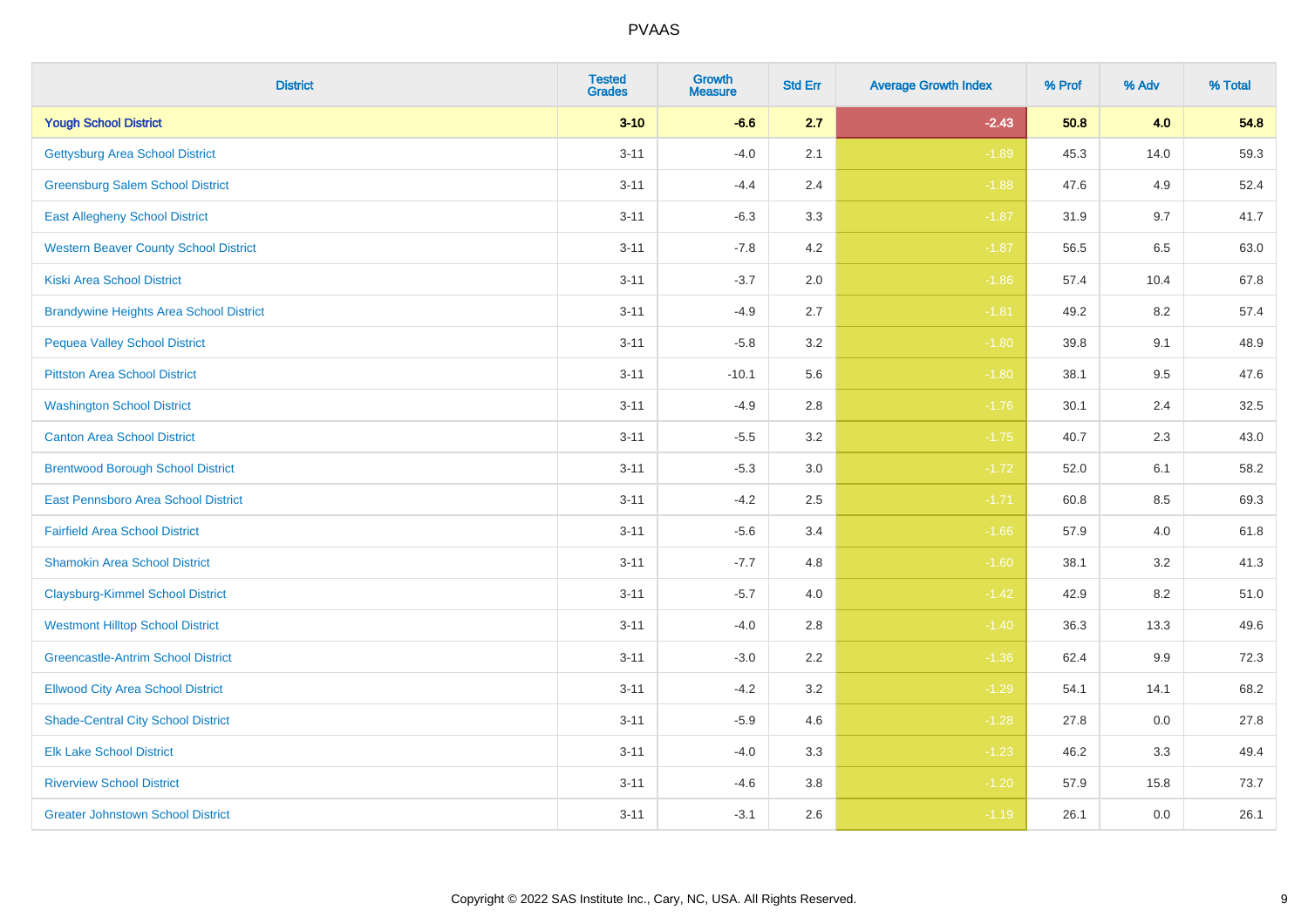# PVAAS

| District | Tested Grades | Growth Measure | Std Err | Average Growth Index | % Prof | % Adv | % Total |
|---|---|---|---|---|---|---|---|
| **Yough School District** | **3-10** | **-6.6** | **2.7** | **-2.43** | **50.8** | **4.0** | **54.8** |
| Gettysburg Area School District | 3-11 | -4.0 | 2.1 | -1.89 | 45.3 | 14.0 | 59.3 |
| Greensburg Salem School District | 3-11 | -4.4 | 2.4 | -1.88 | 47.6 | 4.9 | 52.4 |
| East Allegheny School District | 3-11 | -6.3 | 3.3 | -1.87 | 31.9 | 9.7 | 41.7 |
| Western Beaver County School District | 3-11 | -7.8 | 4.2 | -1.87 | 56.5 | 6.5 | 63.0 |
| Kiski Area School District | 3-11 | -3.7 | 2.0 | -1.86 | 57.4 | 10.4 | 67.8 |
| Brandywine Heights Area School District | 3-11 | -4.9 | 2.7 | -1.81 | 49.2 | 8.2 | 57.4 |
| Pequea Valley School District | 3-11 | -5.8 | 3.2 | -1.80 | 39.8 | 9.1 | 48.9 |
| Pittston Area School District | 3-11 | -10.1 | 5.6 | -1.80 | 38.1 | 9.5 | 47.6 |
| Washington School District | 3-11 | -4.9 | 2.8 | -1.76 | 30.1 | 2.4 | 32.5 |
| Canton Area School District | 3-11 | -5.5 | 3.2 | -1.75 | 40.7 | 2.3 | 43.0 |
| Brentwood Borough School District | 3-11 | -5.3 | 3.0 | -1.72 | 52.0 | 6.1 | 58.2 |
| East Pennsboro Area School District | 3-11 | -4.2 | 2.5 | -1.71 | 60.8 | 8.5 | 69.3 |
| Fairfield Area School District | 3-11 | -5.6 | 3.4 | -1.66 | 57.9 | 4.0 | 61.8 |
| Shamokin Area School District | 3-11 | -7.7 | 4.8 | -1.60 | 38.1 | 3.2 | 41.3 |
| Claysburg-Kimmel School District | 3-11 | -5.7 | 4.0 | -1.42 | 42.9 | 8.2 | 51.0 |
| Westmont Hilltop School District | 3-11 | -4.0 | 2.8 | -1.40 | 36.3 | 13.3 | 49.6 |
| Greencastle-Antrim School District | 3-11 | -3.0 | 2.2 | -1.36 | 62.4 | 9.9 | 72.3 |
| Ellwood City Area School District | 3-11 | -4.2 | 3.2 | -1.29 | 54.1 | 14.1 | 68.2 |
| Shade-Central City School District | 3-11 | -5.9 | 4.6 | -1.28 | 27.8 | 0.0 | 27.8 |
| Elk Lake School District | 3-11 | -4.0 | 3.3 | -1.23 | 46.2 | 3.3 | 49.4 |
| Riverview School District | 3-11 | -4.6 | 3.8 | -1.20 | 57.9 | 15.8 | 73.7 |
| Greater Johnstown School District | 3-11 | -3.1 | 2.6 | -1.19 | 26.1 | 0.0 | 26.1 |

Copyright © 2022 SAS Institute Inc., Cary, NC, USA. All Rights Reserved.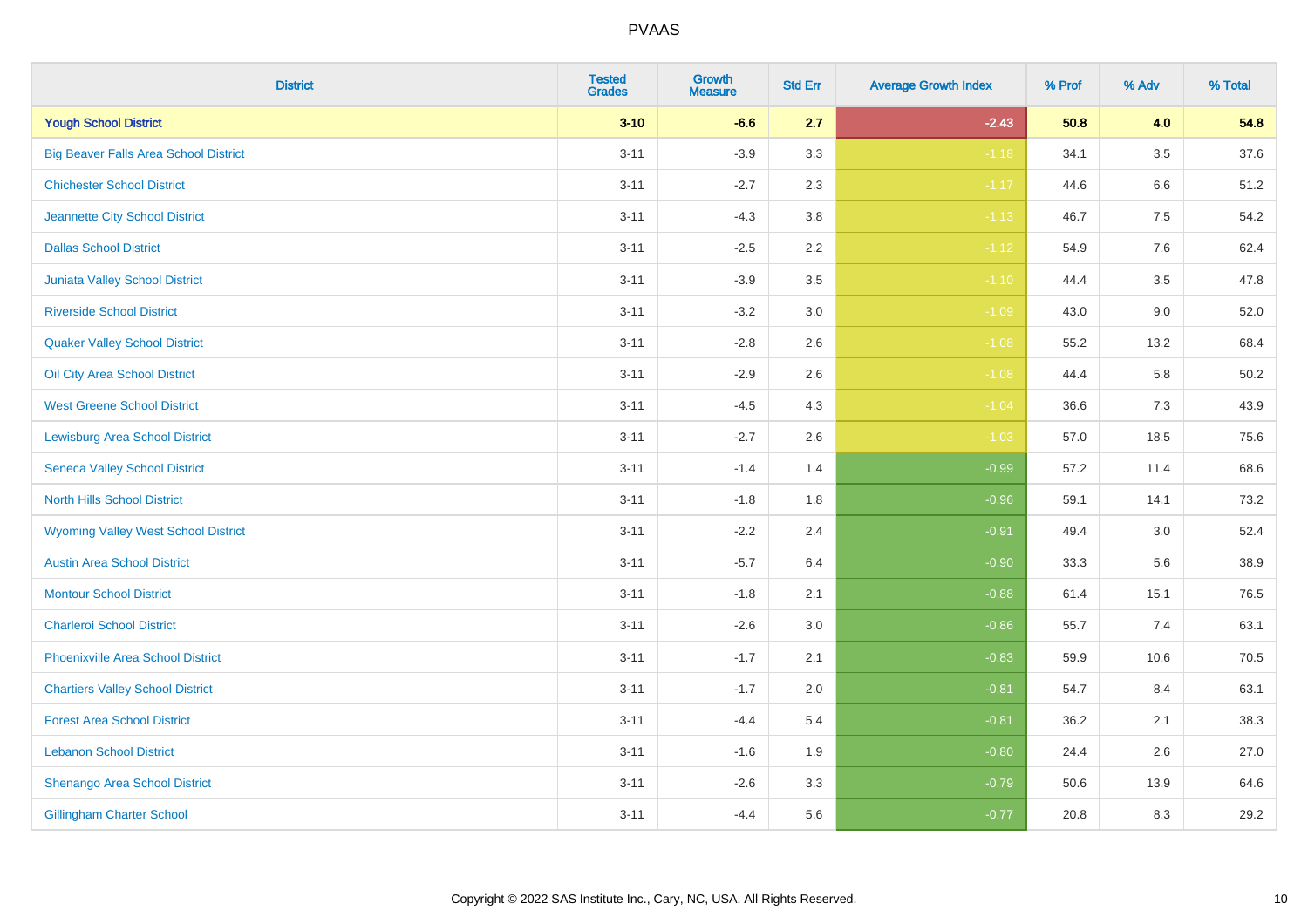| District | Tested Grades | Growth Measure | Std Err | Average Growth Index | % Prof | % Adv | % Total |
|---|---|---|---|---|---|---|---|
| **Yough School District** | **3-10** | **-6.6** | **2.7** | **-2.43** | **50.8** | **4.0** | **54.8** |
| Big Beaver Falls Area School District | 3-11 | -3.9 | 3.3 | -1.18 | 34.1 | 3.5 | 37.6 |
| Chichester School District | 3-11 | -2.7 | 2.3 | -1.17 | 44.6 | 6.6 | 51.2 |
| Jeannette City School District | 3-11 | -4.3 | 3.8 | -1.13 | 46.7 | 7.5 | 54.2 |
| Dallas School District | 3-11 | -2.5 | 2.2 | -1.12 | 54.9 | 7.6 | 62.4 |
| Juniata Valley School District | 3-11 | -3.9 | 3.5 | -1.10 | 44.4 | 3.5 | 47.8 |
| Riverside School District | 3-11 | -3.2 | 3.0 | -1.09 | 43.0 | 9.0 | 52.0 |
| Quaker Valley School District | 3-11 | -2.8 | 2.6 | -1.08 | 55.2 | 13.2 | 68.4 |
| Oil City Area School District | 3-11 | -2.9 | 2.6 | -1.08 | 44.4 | 5.8 | 50.2 |
| West Greene School District | 3-11 | -4.5 | 4.3 | -1.04 | 36.6 | 7.3 | 43.9 |
| Lewisburg Area School District | 3-11 | -2.7 | 2.6 | -1.03 | 57.0 | 18.5 | 75.6 |
| Seneca Valley School District | 3-11 | -1.4 | 1.4 | -0.99 | 57.2 | 11.4 | 68.6 |
| North Hills School District | 3-11 | -1.8 | 1.8 | -0.96 | 59.1 | 14.1 | 73.2 |
| Wyoming Valley West School District | 3-11 | -2.2 | 2.4 | -0.91 | 49.4 | 3.0 | 52.4 |
| Austin Area School District | 3-11 | -5.7 | 6.4 | -0.90 | 33.3 | 5.6 | 38.9 |
| Montour School District | 3-11 | -1.8 | 2.1 | -0.88 | 61.4 | 15.1 | 76.5 |
| Charleroi School District | 3-11 | -2.6 | 3.0 | -0.86 | 55.7 | 7.4 | 63.1 |
| Phoenixville Area School District | 3-11 | -1.7 | 2.1 | -0.83 | 59.9 | 10.6 | 70.5 |
| Chartiers Valley School District | 3-11 | -1.7 | 2.0 | -0.81 | 54.7 | 8.4 | 63.1 |
| Forest Area School District | 3-11 | -4.4 | 5.4 | -0.81 | 36.2 | 2.1 | 38.3 |
| Lebanon School District | 3-11 | -1.6 | 1.9 | -0.80 | 24.4 | 2.6 | 27.0 |
| Shenango Area School District | 3-11 | -2.6 | 3.3 | -0.79 | 50.6 | 13.9 | 64.6 |
| Gillingham Charter School | 3-11 | -4.4 | 5.6 | -0.77 | 20.8 | 8.3 | 29.2 |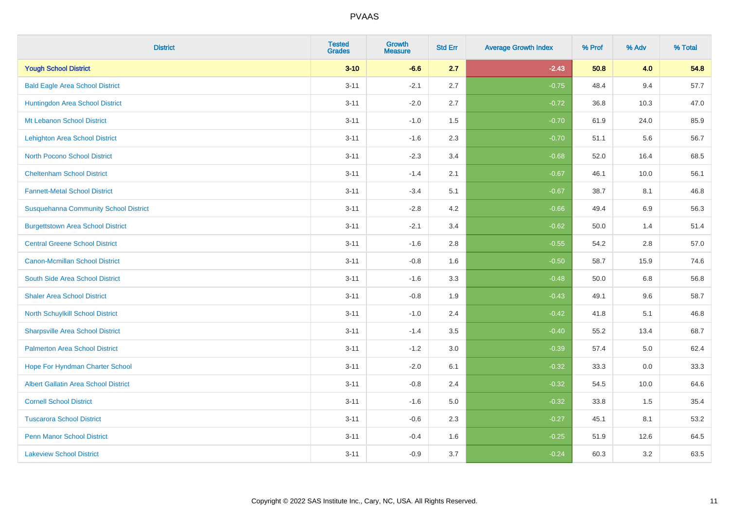| District | Tested Grades | Growth Measure | Std Err | Average Growth Index | % Prof | % Adv | % Total |
|---|---|---|---|---|---|---|---|
| **Yough School District** | **3-10** | **-6.6** | **2.7** | **-2.43** | **50.8** | **4.0** | **54.8** |
| Bald Eagle Area School District | 3-11 | -2.1 | 2.7 | -0.75 | 48.4 | 9.4 | 57.7 |
| Huntingdon Area School District | 3-11 | -2.0 | 2.7 | -0.72 | 36.8 | 10.3 | 47.0 |
| Mt Lebanon School District | 3-11 | -1.0 | 1.5 | -0.70 | 61.9 | 24.0 | 85.9 |
| Lehighton Area School District | 3-11 | -1.6 | 2.3 | -0.70 | 51.1 | 5.6 | 56.7 |
| North Pocono School District | 3-11 | -2.3 | 3.4 | -0.68 | 52.0 | 16.4 | 68.5 |
| Cheltenham School District | 3-11 | -1.4 | 2.1 | -0.67 | 46.1 | 10.0 | 56.1 |
| Fannett-Metal School District | 3-11 | -3.4 | 5.1 | -0.67 | 38.7 | 8.1 | 46.8 |
| Susquehanna Community School District | 3-11 | -2.8 | 4.2 | -0.66 | 49.4 | 6.9 | 56.3 |
| Burgettstown Area School District | 3-11 | -2.1 | 3.4 | -0.62 | 50.0 | 1.4 | 51.4 |
| Central Greene School District | 3-11 | -1.6 | 2.8 | -0.55 | 54.2 | 2.8 | 57.0 |
| Canon-Mcmillan School District | 3-11 | -0.8 | 1.6 | -0.50 | 58.7 | 15.9 | 74.6 |
| South Side Area School District | 3-11 | -1.6 | 3.3 | -0.48 | 50.0 | 6.8 | 56.8 |
| Shaler Area School District | 3-11 | -0.8 | 1.9 | -0.43 | 49.1 | 9.6 | 58.7 |
| North Schuylkill School District | 3-11 | -1.0 | 2.4 | -0.42 | 41.8 | 5.1 | 46.8 |
| Sharpsville Area School District | 3-11 | -1.4 | 3.5 | -0.40 | 55.2 | 13.4 | 68.7 |
| Palmerton Area School District | 3-11 | -1.2 | 3.0 | -0.39 | 57.4 | 5.0 | 62.4 |
| Hope For Hyndman Charter School | 3-11 | -2.0 | 6.1 | -0.32 | 33.3 | 0.0 | 33.3 |
| Albert Gallatin Area School District | 3-11 | -0.8 | 2.4 | -0.32 | 54.5 | 10.0 | 64.6 |
| Cornell School District | 3-11 | -1.6 | 5.0 | -0.32 | 33.8 | 1.5 | 35.4 |
| Tuscarora School District | 3-11 | -0.6 | 2.3 | -0.27 | 45.1 | 8.1 | 53.2 |
| Penn Manor School District | 3-11 | -0.4 | 1.6 | -0.25 | 51.9 | 12.6 | 64.5 |
| Lakeview School District | 3-11 | -0.9 | 3.7 | -0.24 | 60.3 | 3.2 | 63.5 |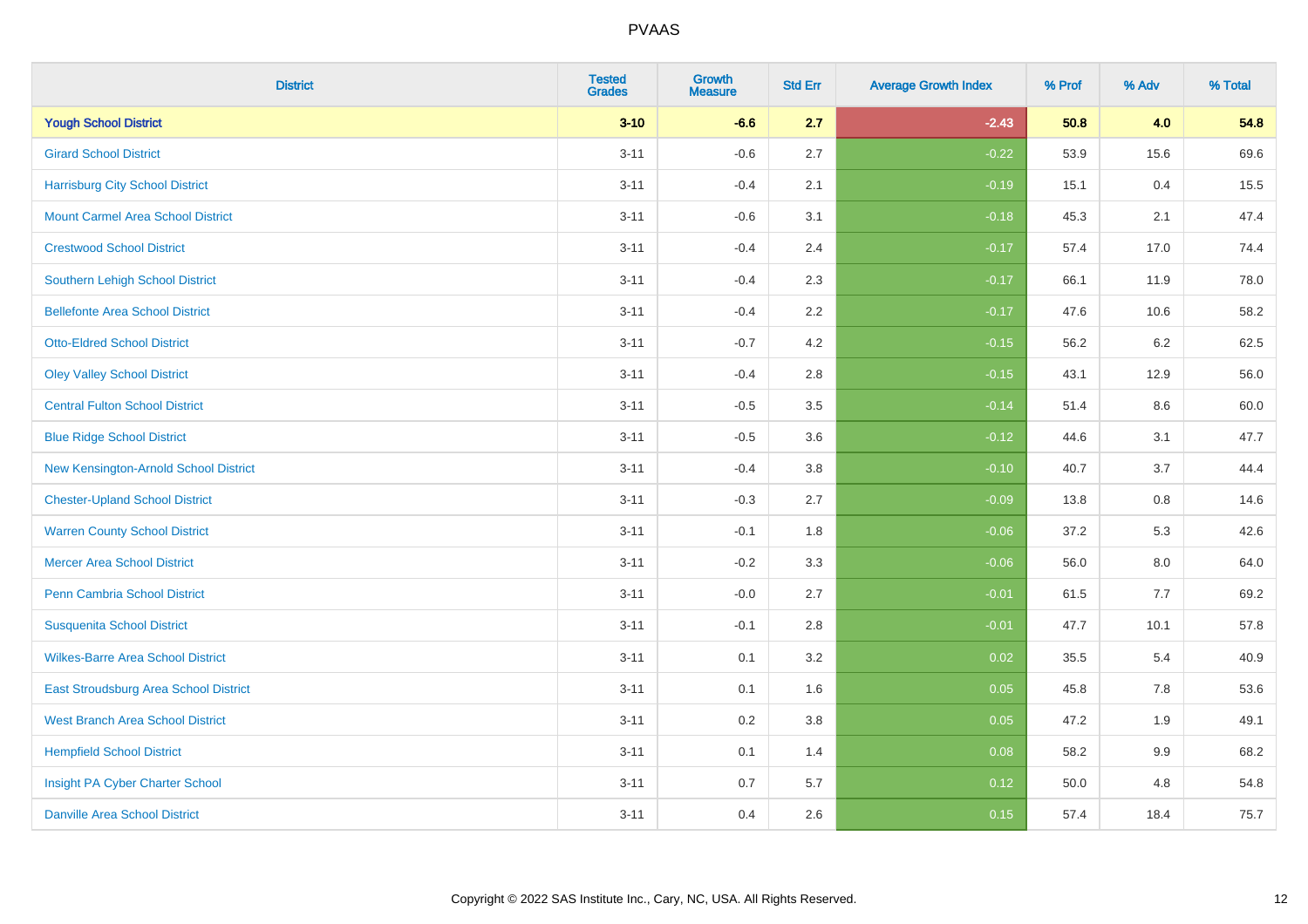| District | Tested Grades | Growth Measure | Std Err | Average Growth Index | % Prof | % Adv | % Total |
|---|---|---|---|---|---|---|---|
| **Yough School District** | **3-10** | **-6.6** | **2.7** | **-2.43** | **50.8** | **4.0** | **54.8** |
| Girard School District | 3-11 | -0.6 | 2.7 | -0.22 | 53.9 | 15.6 | 69.6 |
| Harrisburg City School District | 3-11 | -0.4 | 2.1 | -0.19 | 15.1 | 0.4 | 15.5 |
| Mount Carmel Area School District | 3-11 | -0.6 | 3.1 | -0.18 | 45.3 | 2.1 | 47.4 |
| Crestwood School District | 3-11 | -0.4 | 2.4 | -0.17 | 57.4 | 17.0 | 74.4 |
| Southern Lehigh School District | 3-11 | -0.4 | 2.3 | -0.17 | 66.1 | 11.9 | 78.0 |
| Bellefonte Area School District | 3-11 | -0.4 | 2.2 | -0.17 | 47.6 | 10.6 | 58.2 |
| Otto-Eldred School District | 3-11 | -0.7 | 4.2 | -0.15 | 56.2 | 6.2 | 62.5 |
| Oley Valley School District | 3-11 | -0.4 | 2.8 | -0.15 | 43.1 | 12.9 | 56.0 |
| Central Fulton School District | 3-11 | -0.5 | 3.5 | -0.14 | 51.4 | 8.6 | 60.0 |
| Blue Ridge School District | 3-11 | -0.5 | 3.6 | -0.12 | 44.6 | 3.1 | 47.7 |
| New Kensington-Arnold School District | 3-11 | -0.4 | 3.8 | -0.10 | 40.7 | 3.7 | 44.4 |
| Chester-Upland School District | 3-11 | -0.3 | 2.7 | -0.09 | 13.8 | 0.8 | 14.6 |
| Warren County School District | 3-11 | -0.1 | 1.8 | -0.06 | 37.2 | 5.3 | 42.6 |
| Mercer Area School District | 3-11 | -0.2 | 3.3 | -0.06 | 56.0 | 8.0 | 64.0 |
| Penn Cambria School District | 3-11 | -0.0 | 2.7 | -0.01 | 61.5 | 7.7 | 69.2 |
| Susquenita School District | 3-11 | -0.1 | 2.8 | -0.01 | 47.7 | 10.1 | 57.8 |
| Wilkes-Barre Area School District | 3-11 | 0.1 | 3.2 | 0.02 | 35.5 | 5.4 | 40.9 |
| East Stroudsburg Area School District | 3-11 | 0.1 | 1.6 | 0.05 | 45.8 | 7.8 | 53.6 |
| West Branch Area School District | 3-11 | 0.2 | 3.8 | 0.05 | 47.2 | 1.9 | 49.1 |
| Hempfield School District | 3-11 | 0.1 | 1.4 | 0.08 | 58.2 | 9.9 | 68.2 |
| Insight PA Cyber Charter School | 3-11 | 0.7 | 5.7 | 0.12 | 50.0 | 4.8 | 54.8 |
| Danville Area School District | 3-11 | 0.4 | 2.6 | 0.15 | 57.4 | 18.4 | 75.7 |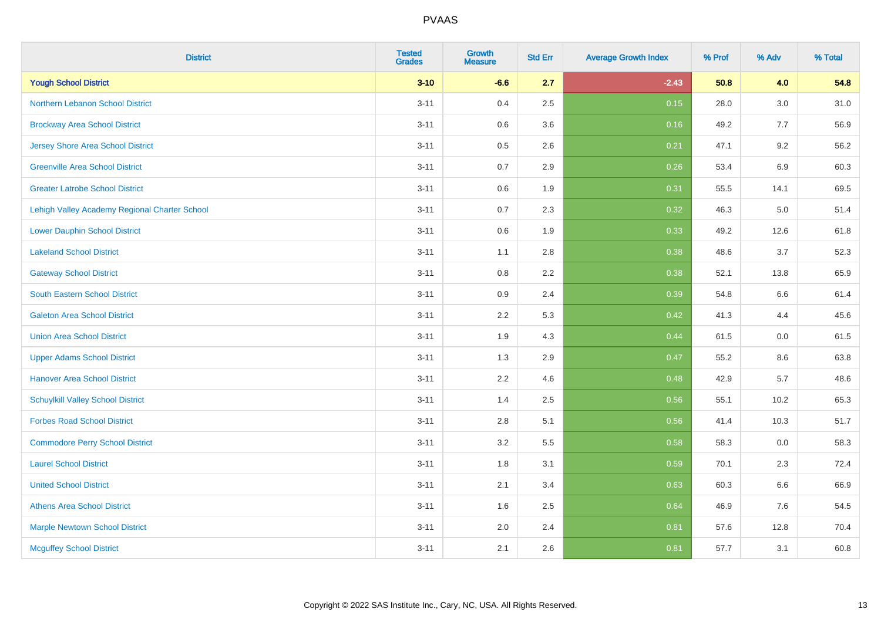| District | Tested Grades | Growth Measure | Std Err | Average Growth Index | % Prof | % Adv | % Total |
|---|---|---|---|---|---|---|---|
| **Yough School District** | **3-10** | **-6.6** | **2.7** | **-2.43** | **50.8** | **4.0** | **54.8** |
| Northern Lebanon School District | 3-11 | 0.4 | 2.5 | 0.15 | 28.0 | 3.0 | 31.0 |
| Brockway Area School District | 3-11 | 0.6 | 3.6 | 0.16 | 49.2 | 7.7 | 56.9 |
| Jersey Shore Area School District | 3-11 | 0.5 | 2.6 | 0.21 | 47.1 | 9.2 | 56.2 |
| Greenville Area School District | 3-11 | 0.7 | 2.9 | 0.26 | 53.4 | 6.9 | 60.3 |
| Greater Latrobe School District | 3-11 | 0.6 | 1.9 | 0.31 | 55.5 | 14.1 | 69.5 |
| Lehigh Valley Academy Regional Charter School | 3-11 | 0.7 | 2.3 | 0.32 | 46.3 | 5.0 | 51.4 |
| Lower Dauphin School District | 3-11 | 0.6 | 1.9 | 0.33 | 49.2 | 12.6 | 61.8 |
| Lakeland School District | 3-11 | 1.1 | 2.8 | 0.38 | 48.6 | 3.7 | 52.3 |
| Gateway School District | 3-11 | 0.8 | 2.2 | 0.38 | 52.1 | 13.8 | 65.9 |
| South Eastern School District | 3-11 | 0.9 | 2.4 | 0.39 | 54.8 | 6.6 | 61.4 |
| Galeton Area School District | 3-11 | 2.2 | 5.3 | 0.42 | 41.3 | 4.4 | 45.6 |
| Union Area School District | 3-11 | 1.9 | 4.3 | 0.44 | 61.5 | 0.0 | 61.5 |
| Upper Adams School District | 3-11 | 1.3 | 2.9 | 0.47 | 55.2 | 8.6 | 63.8 |
| Hanover Area School District | 3-11 | 2.2 | 4.6 | 0.48 | 42.9 | 5.7 | 48.6 |
| Schuylkill Valley School District | 3-11 | 1.4 | 2.5 | 0.56 | 55.1 | 10.2 | 65.3 |
| Forbes Road School District | 3-11 | 2.8 | 5.1 | 0.56 | 41.4 | 10.3 | 51.7 |
| Commodore Perry School District | 3-11 | 3.2 | 5.5 | 0.58 | 58.3 | 0.0 | 58.3 |
| Laurel School District | 3-11 | 1.8 | 3.1 | 0.59 | 70.1 | 2.3 | 72.4 |
| United School District | 3-11 | 2.1 | 3.4 | 0.63 | 60.3 | 6.6 | 66.9 |
| Athens Area School District | 3-11 | 1.6 | 2.5 | 0.64 | 46.9 | 7.6 | 54.5 |
| Marple Newtown School District | 3-11 | 2.0 | 2.4 | 0.81 | 57.6 | 12.8 | 70.4 |
| Mcguffey School District | 3-11 | 2.1 | 2.6 | 0.81 | 57.7 | 3.1 | 60.8 |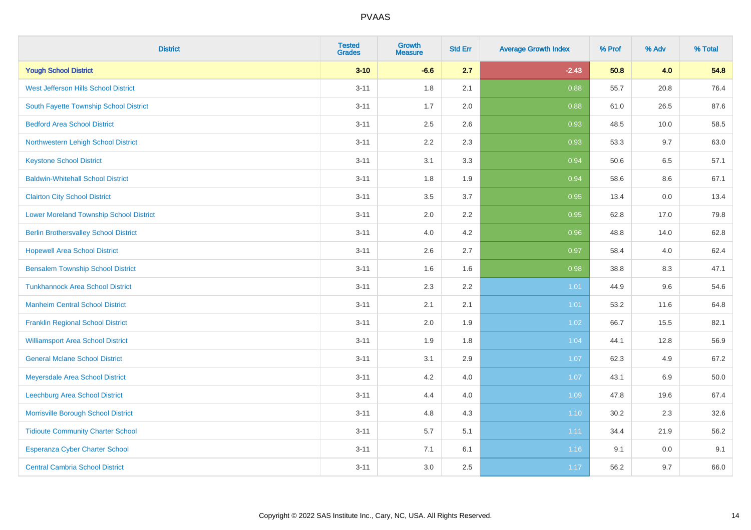| District | Tested Grades | Growth Measure | Std Err | Average Growth Index | % Prof | % Adv | % Total |
|---|---|---|---|---|---|---|---|
| **Yough School District** | **3-10** | **-6.6** | **2.7** | **-2.43** | **50.8** | **4.0** | **54.8** |
| West Jefferson Hills School District | 3-11 | 1.8 | 2.1 | 0.88 | 55.7 | 20.8 | 76.4 |
| South Fayette Township School District | 3-11 | 1.7 | 2.0 | 0.88 | 61.0 | 26.5 | 87.6 |
| Bedford Area School District | 3-11 | 2.5 | 2.6 | 0.93 | 48.5 | 10.0 | 58.5 |
| Northwestern Lehigh School District | 3-11 | 2.2 | 2.3 | 0.93 | 53.3 | 9.7 | 63.0 |
| Keystone School District | 3-11 | 3.1 | 3.3 | 0.94 | 50.6 | 6.5 | 57.1 |
| Baldwin-Whitehall School District | 3-11 | 1.8 | 1.9 | 0.94 | 58.6 | 8.6 | 67.1 |
| Clairton City School District | 3-11 | 3.5 | 3.7 | 0.95 | 13.4 | 0.0 | 13.4 |
| Lower Moreland Township School District | 3-11 | 2.0 | 2.2 | 0.95 | 62.8 | 17.0 | 79.8 |
| Berlin Brothersvalley School District | 3-11 | 4.0 | 4.2 | 0.96 | 48.8 | 14.0 | 62.8 |
| Hopewell Area School District | 3-11 | 2.6 | 2.7 | 0.97 | 58.4 | 4.0 | 62.4 |
| Bensalem Township School District | 3-11 | 1.6 | 1.6 | 0.98 | 38.8 | 8.3 | 47.1 |
| Tunkhannock Area School District | 3-11 | 2.3 | 2.2 | 1.01 | 44.9 | 9.6 | 54.6 |
| Manheim Central School District | 3-11 | 2.1 | 2.1 | 1.01 | 53.2 | 11.6 | 64.8 |
| Franklin Regional School District | 3-11 | 2.0 | 1.9 | 1.02 | 66.7 | 15.5 | 82.1 |
| Williamsport Area School District | 3-11 | 1.9 | 1.8 | 1.04 | 44.1 | 12.8 | 56.9 |
| General Mclane School District | 3-11 | 3.1 | 2.9 | 1.07 | 62.3 | 4.9 | 67.2 |
| Meyersdale Area School District | 3-11 | 4.2 | 4.0 | 1.07 | 43.1 | 6.9 | 50.0 |
| Leechburg Area School District | 3-11 | 4.4 | 4.0 | 1.09 | 47.8 | 19.6 | 67.4 |
| Morrisville Borough School District | 3-11 | 4.8 | 4.3 | 1.10 | 30.2 | 2.3 | 32.6 |
| Tidioute Community Charter School | 3-11 | 5.7 | 5.1 | 1.11 | 34.4 | 21.9 | 56.2 |
| Esperanza Cyber Charter School | 3-11 | 7.1 | 6.1 | 1.16 | 9.1 | 0.0 | 9.1 |
| Central Cambria School District | 3-11 | 3.0 | 2.5 | 1.17 | 56.2 | 9.7 | 66.0 |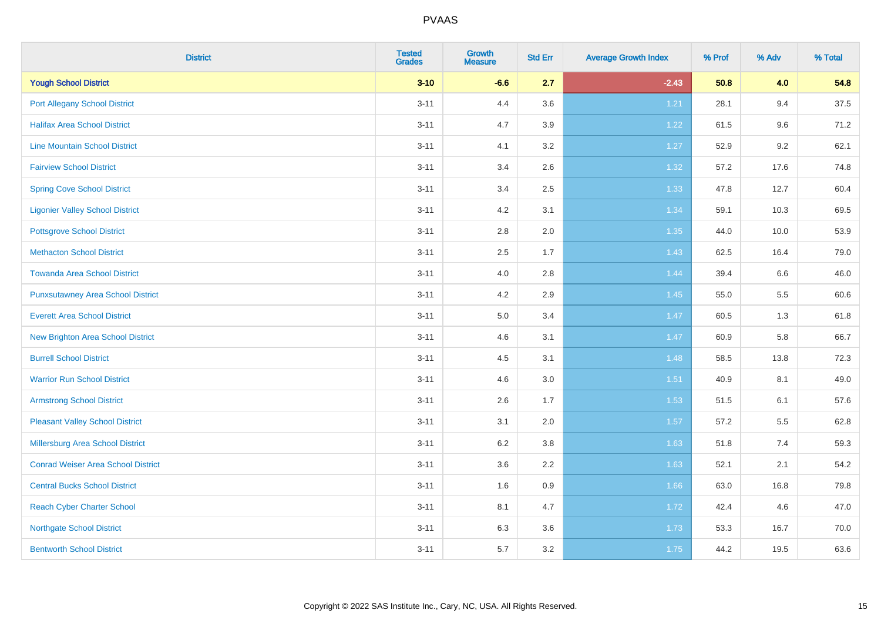# PVAAS

| District | Tested Grades | Growth Measure | Std Err | Average Growth Index | % Prof | % Adv | % Total |
|---|---|---|---|---|---|---|---|
| **Yough School District** | **3-10** | **-6.6** | **2.7** | **-2.43** | **50.8** | **4.0** | **54.8** |
| Port Allegany School District | 3-11 | 4.4 | 3.6 | 1.21 | 28.1 | 9.4 | 37.5 |
| Halifax Area School District | 3-11 | 4.7 | 3.9 | 1.22 | 61.5 | 9.6 | 71.2 |
| Line Mountain School District | 3-11 | 4.1 | 3.2 | 1.27 | 52.9 | 9.2 | 62.1 |
| Fairview School District | 3-11 | 3.4 | 2.6 | 1.32 | 57.2 | 17.6 | 74.8 |
| Spring Cove School District | 3-11 | 3.4 | 2.5 | 1.33 | 47.8 | 12.7 | 60.4 |
| Ligonier Valley School District | 3-11 | 4.2 | 3.1 | 1.34 | 59.1 | 10.3 | 69.5 |
| Pottsgrove School District | 3-11 | 2.8 | 2.0 | 1.35 | 44.0 | 10.0 | 53.9 |
| Methacton School District | 3-11 | 2.5 | 1.7 | 1.43 | 62.5 | 16.4 | 79.0 |
| Towanda Area School District | 3-11 | 4.0 | 2.8 | 1.44 | 39.4 | 6.6 | 46.0 |
| Punxsutawney Area School District | 3-11 | 4.2 | 2.9 | 1.45 | 55.0 | 5.5 | 60.6 |
| Everett Area School District | 3-11 | 5.0 | 3.4 | 1.47 | 60.5 | 1.3 | 61.8 |
| New Brighton Area School District | 3-11 | 4.6 | 3.1 | 1.47 | 60.9 | 5.8 | 66.7 |
| Burrell School District | 3-11 | 4.5 | 3.1 | 1.48 | 58.5 | 13.8 | 72.3 |
| Warrior Run School District | 3-11 | 4.6 | 3.0 | 1.51 | 40.9 | 8.1 | 49.0 |
| Armstrong School District | 3-11 | 2.6 | 1.7 | 1.53 | 51.5 | 6.1 | 57.6 |
| Pleasant Valley School District | 3-11 | 3.1 | 2.0 | 1.57 | 57.2 | 5.5 | 62.8 |
| Millersburg Area School District | 3-11 | 6.2 | 3.8 | 1.63 | 51.8 | 7.4 | 59.3 |
| Conrad Weiser Area School District | 3-11 | 3.6 | 2.2 | 1.63 | 52.1 | 2.1 | 54.2 |
| Central Bucks School District | 3-11 | 1.6 | 0.9 | 1.66 | 63.0 | 16.8 | 79.8 |
| Reach Cyber Charter School | 3-11 | 8.1 | 4.7 | 1.72 | 42.4 | 4.6 | 47.0 |
| Northgate School District | 3-11 | 6.3 | 3.6 | 1.73 | 53.3 | 16.7 | 70.0 |
| Bentworth School District | 3-11 | 5.7 | 3.2 | 1.75 | 44.2 | 19.5 | 63.6 |

Copyright © 2022 SAS Institute Inc., Cary, NC, USA. All Rights Reserved.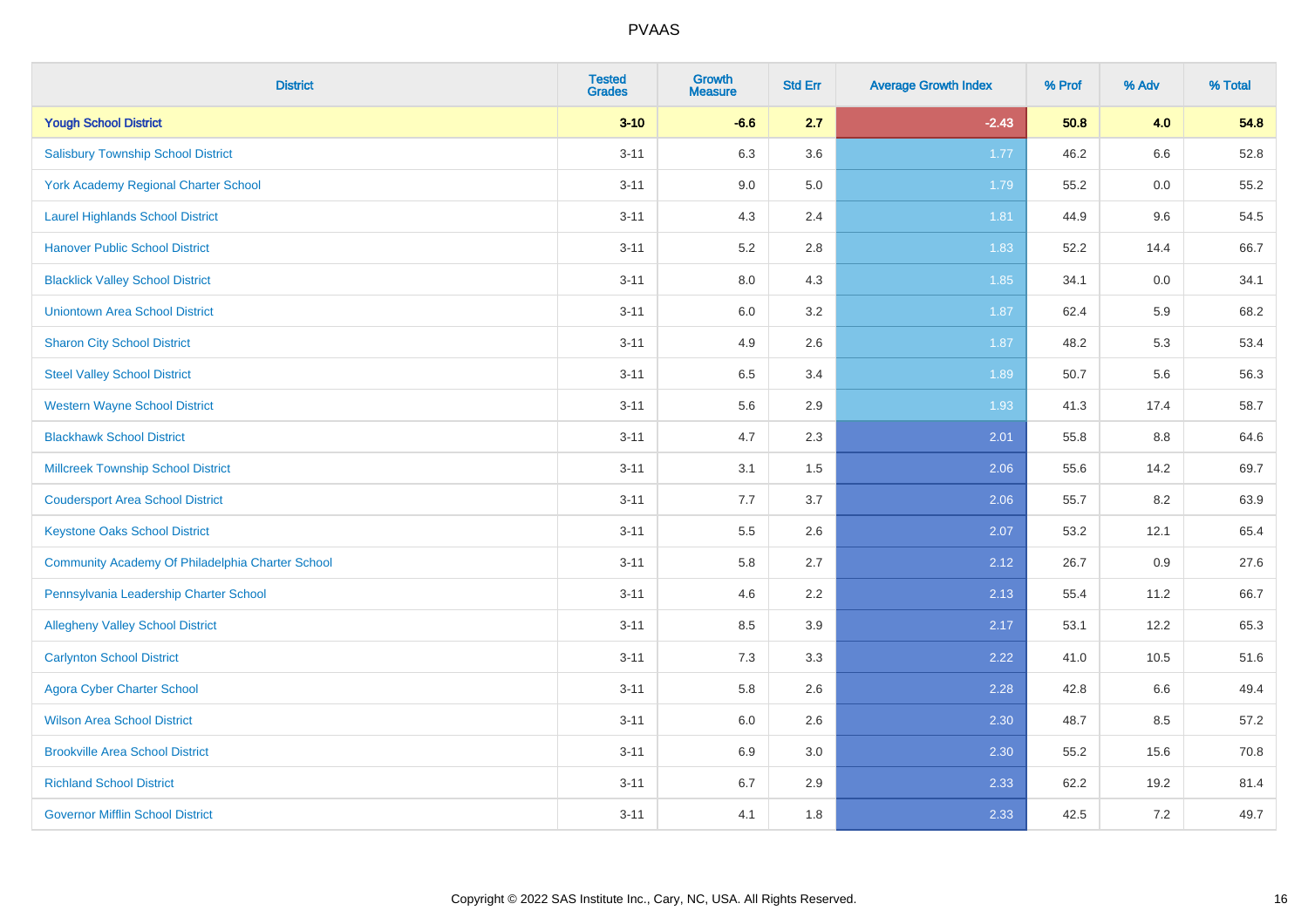# PVAAS

| District | Tested Grades | Growth Measure | Std Err | Average Growth Index | % Prof | % Adv | % Total |
|---|---|---|---|---|---|---|---|
| **Yough School District** | **3-10** | **-6.6** | **2.7** | **-2.43** | **50.8** | **4.0** | **54.8** |
| Salisbury Township School District | 3-11 | 6.3 | 3.6 | 1.77 | 46.2 | 6.6 | 52.8 |
| York Academy Regional Charter School | 3-11 | 9.0 | 5.0 | 1.79 | 55.2 | 0.0 | 55.2 |
| Laurel Highlands School District | 3-11 | 4.3 | 2.4 | 1.81 | 44.9 | 9.6 | 54.5 |
| Hanover Public School District | 3-11 | 5.2 | 2.8 | 1.83 | 52.2 | 14.4 | 66.7 |
| Blacklick Valley School District | 3-11 | 8.0 | 4.3 | 1.85 | 34.1 | 0.0 | 34.1 |
| Uniontown Area School District | 3-11 | 6.0 | 3.2 | 1.87 | 62.4 | 5.9 | 68.2 |
| Sharon City School District | 3-11 | 4.9 | 2.6 | 1.87 | 48.2 | 5.3 | 53.4 |
| Steel Valley School District | 3-11 | 6.5 | 3.4 | 1.89 | 50.7 | 5.6 | 56.3 |
| Western Wayne School District | 3-11 | 5.6 | 2.9 | 1.93 | 41.3 | 17.4 | 58.7 |
| Blackhawk School District | 3-11 | 4.7 | 2.3 | 2.01 | 55.8 | 8.8 | 64.6 |
| Millcreek Township School District | 3-11 | 3.1 | 1.5 | 2.06 | 55.6 | 14.2 | 69.7 |
| Coudersport Area School District | 3-11 | 7.7 | 3.7 | 2.06 | 55.7 | 8.2 | 63.9 |
| Keystone Oaks School District | 3-11 | 5.5 | 2.6 | 2.07 | 53.2 | 12.1 | 65.4 |
| Community Academy Of Philadelphia Charter School | 3-11 | 5.8 | 2.7 | 2.12 | 26.7 | 0.9 | 27.6 |
| Pennsylvania Leadership Charter School | 3-11 | 4.6 | 2.2 | 2.13 | 55.4 | 11.2 | 66.7 |
| Allegheny Valley School District | 3-11 | 8.5 | 3.9 | 2.17 | 53.1 | 12.2 | 65.3 |
| Carlynton School District | 3-11 | 7.3 | 3.3 | 2.22 | 41.0 | 10.5 | 51.6 |
| Agora Cyber Charter School | 3-11 | 5.8 | 2.6 | 2.28 | 42.8 | 6.6 | 49.4 |
| Wilson Area School District | 3-11 | 6.0 | 2.6 | 2.30 | 48.7 | 8.5 | 57.2 |
| Brookville Area School District | 3-11 | 6.9 | 3.0 | 2.30 | 55.2 | 15.6 | 70.8 |
| Richland School District | 3-11 | 6.7 | 2.9 | 2.33 | 62.2 | 19.2 | 81.4 |
| Governor Mifflin School District | 3-11 | 4.1 | 1.8 | 2.33 | 42.5 | 7.2 | 49.7 |

Copyright © 2022 SAS Institute Inc., Cary, NC, USA. All Rights Reserved.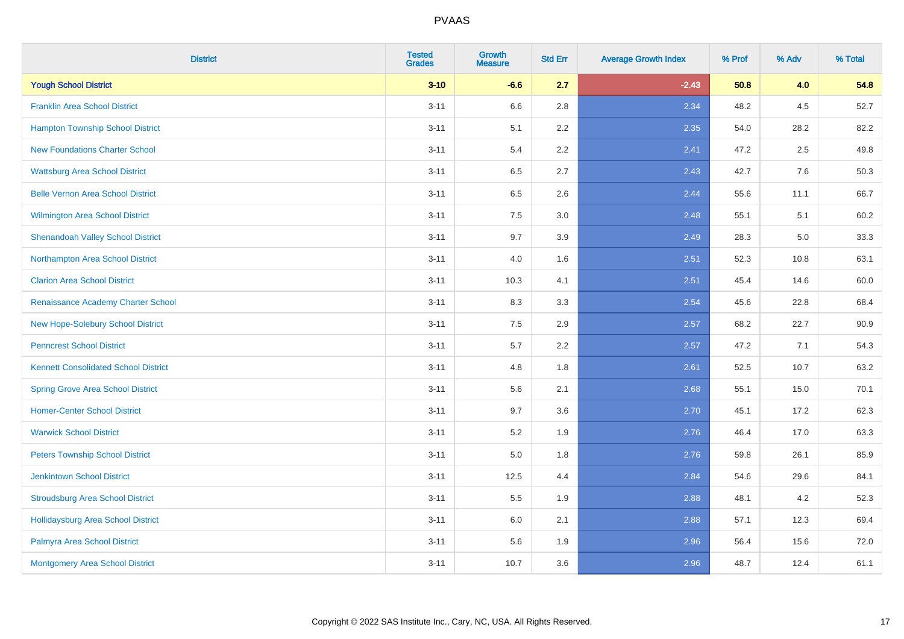| District | Tested Grades | Growth Measure | Std Err | Average Growth Index | % Prof | % Adv | % Total |
|---|---|---|---|---|---|---|---|
| **Yough School District** | **3-10** | **-6.6** | **2.7** | **-2.43** | **50.8** | **4.0** | **54.8** |
| Franklin Area School District | 3-11 | 6.6 | 2.8 | 2.34 | 48.2 | 4.5 | 52.7 |
| Hampton Township School District | 3-11 | 5.1 | 2.2 | 2.35 | 54.0 | 28.2 | 82.2 |
| New Foundations Charter School | 3-11 | 5.4 | 2.2 | 2.41 | 47.2 | 2.5 | 49.8 |
| Wattsburg Area School District | 3-11 | 6.5 | 2.7 | 2.43 | 42.7 | 7.6 | 50.3 |
| Belle Vernon Area School District | 3-11 | 6.5 | 2.6 | 2.44 | 55.6 | 11.1 | 66.7 |
| Wilmington Area School District | 3-11 | 7.5 | 3.0 | 2.48 | 55.1 | 5.1 | 60.2 |
| Shenandoah Valley School District | 3-11 | 9.7 | 3.9 | 2.49 | 28.3 | 5.0 | 33.3 |
| Northampton Area School District | 3-11 | 4.0 | 1.6 | 2.51 | 52.3 | 10.8 | 63.1 |
| Clarion Area School District | 3-11 | 10.3 | 4.1 | 2.51 | 45.4 | 14.6 | 60.0 |
| Renaissance Academy Charter School | 3-11 | 8.3 | 3.3 | 2.54 | 45.6 | 22.8 | 68.4 |
| New Hope-Solebury School District | 3-11 | 7.5 | 2.9 | 2.57 | 68.2 | 22.7 | 90.9 |
| Penncrest School District | 3-11 | 5.7 | 2.2 | 2.57 | 47.2 | 7.1 | 54.3 |
| Kennett Consolidated School District | 3-11 | 4.8 | 1.8 | 2.61 | 52.5 | 10.7 | 63.2 |
| Spring Grove Area School District | 3-11 | 5.6 | 2.1 | 2.68 | 55.1 | 15.0 | 70.1 |
| Homer-Center School District | 3-11 | 9.7 | 3.6 | 2.70 | 45.1 | 17.2 | 62.3 |
| Warwick School District | 3-11 | 5.2 | 1.9 | 2.76 | 46.4 | 17.0 | 63.3 |
| Peters Township School District | 3-11 | 5.0 | 1.8 | 2.76 | 59.8 | 26.1 | 85.9 |
| Jenkintown School District | 3-11 | 12.5 | 4.4 | 2.84 | 54.6 | 29.6 | 84.1 |
| Stroudsburg Area School District | 3-11 | 5.5 | 1.9 | 2.88 | 48.1 | 4.2 | 52.3 |
| Hollidaysburg Area School District | 3-11 | 6.0 | 2.1 | 2.88 | 57.1 | 12.3 | 69.4 |
| Palmyra Area School District | 3-11 | 5.6 | 1.9 | 2.96 | 56.4 | 15.6 | 72.0 |
| Montgomery Area School District | 3-11 | 10.7 | 3.6 | 2.96 | 48.7 | 12.4 | 61.1 |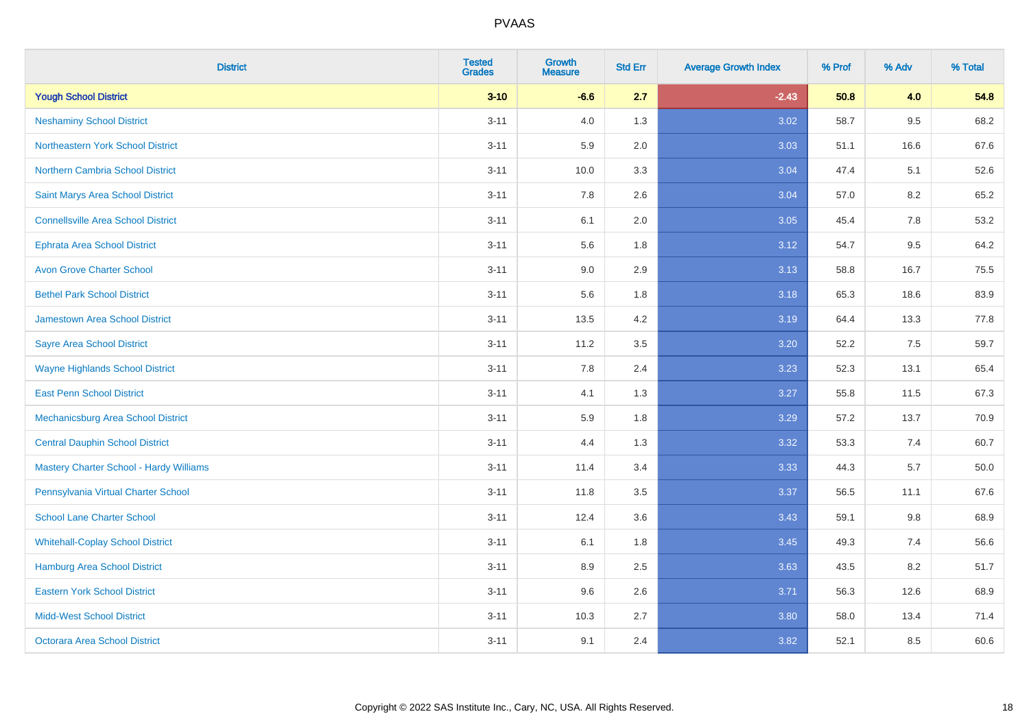# PVAAS

| District | Tested Grades | Growth Measure | Std Err | Average Growth Index | % Prof | % Adv | % Total |
|---|---|---|---|---|---|---|---|
| **Yough School District** | **3-10** | **-6.6** | **2.7** | **-2.43** | **50.8** | **4.0** | **54.8** |
| Neshaminy School District | 3-11 | 4.0 | 1.3 | 3.02 | 58.7 | 9.5 | 68.2 |
| Northeastern York School District | 3-11 | 5.9 | 2.0 | 3.03 | 51.1 | 16.6 | 67.6 |
| Northern Cambria School District | 3-11 | 10.0 | 3.3 | 3.04 | 47.4 | 5.1 | 52.6 |
| Saint Marys Area School District | 3-11 | 7.8 | 2.6 | 3.04 | 57.0 | 8.2 | 65.2 |
| Connellsville Area School District | 3-11 | 6.1 | 2.0 | 3.05 | 45.4 | 7.8 | 53.2 |
| Ephrata Area School District | 3-11 | 5.6 | 1.8 | 3.12 | 54.7 | 9.5 | 64.2 |
| Avon Grove Charter School | 3-11 | 9.0 | 2.9 | 3.13 | 58.8 | 16.7 | 75.5 |
| Bethel Park School District | 3-11 | 5.6 | 1.8 | 3.18 | 65.3 | 18.6 | 83.9 |
| Jamestown Area School District | 3-11 | 13.5 | 4.2 | 3.19 | 64.4 | 13.3 | 77.8 |
| Sayre Area School District | 3-11 | 11.2 | 3.5 | 3.20 | 52.2 | 7.5 | 59.7 |
| Wayne Highlands School District | 3-11 | 7.8 | 2.4 | 3.23 | 52.3 | 13.1 | 65.4 |
| East Penn School District | 3-11 | 4.1 | 1.3 | 3.27 | 55.8 | 11.5 | 67.3 |
| Mechanicsburg Area School District | 3-11 | 5.9 | 1.8 | 3.29 | 57.2 | 13.7 | 70.9 |
| Central Dauphin School District | 3-11 | 4.4 | 1.3 | 3.32 | 53.3 | 7.4 | 60.7 |
| Mastery Charter School - Hardy Williams | 3-11 | 11.4 | 3.4 | 3.33 | 44.3 | 5.7 | 50.0 |
| Pennsylvania Virtual Charter School | 3-11 | 11.8 | 3.5 | 3.37 | 56.5 | 11.1 | 67.6 |
| School Lane Charter School | 3-11 | 12.4 | 3.6 | 3.43 | 59.1 | 9.8 | 68.9 |
| Whitehall-Coplay School District | 3-11 | 6.1 | 1.8 | 3.45 | 49.3 | 7.4 | 56.6 |
| Hamburg Area School District | 3-11 | 8.9 | 2.5 | 3.63 | 43.5 | 8.2 | 51.7 |
| Eastern York School District | 3-11 | 9.6 | 2.6 | 3.71 | 56.3 | 12.6 | 68.9 |
| Midd-West School District | 3-11 | 10.3 | 2.7 | 3.80 | 58.0 | 13.4 | 71.4 |
| Octorara Area School District | 3-11 | 9.1 | 2.4 | 3.82 | 52.1 | 8.5 | 60.6 |

Copyright © 2022 SAS Institute Inc., Cary, NC, USA. All Rights Reserved.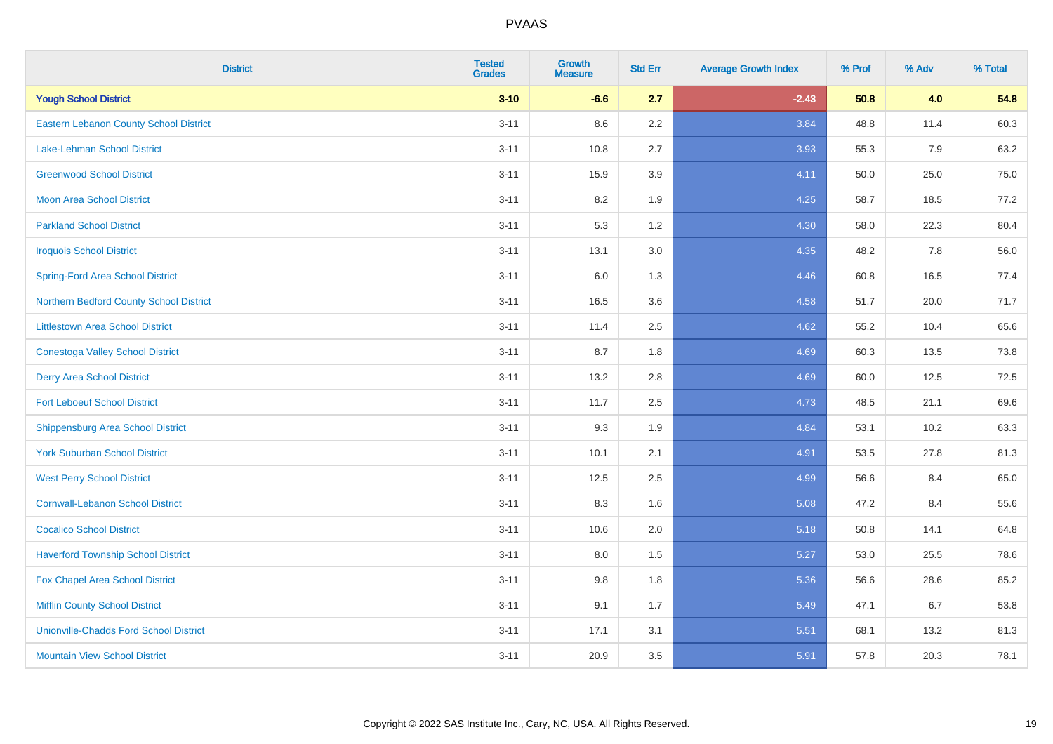| District | Tested Grades | Growth Measure | Std Err | Average Growth Index | % Prof | % Adv | % Total |
|---|---|---|---|---|---|---|---|
| **Yough School District** | **3-10** | **-6.6** | **2.7** | **-2.43** | **50.8** | **4.0** | **54.8** |
| Eastern Lebanon County School District | 3-11 | 8.6 | 2.2 | 3.84 | 48.8 | 11.4 | 60.3 |
| Lake-Lehman School District | 3-11 | 10.8 | 2.7 | 3.93 | 55.3 | 7.9 | 63.2 |
| Greenwood School District | 3-11 | 15.9 | 3.9 | 4.11 | 50.0 | 25.0 | 75.0 |
| Moon Area School District | 3-11 | 8.2 | 1.9 | 4.25 | 58.7 | 18.5 | 77.2 |
| Parkland School District | 3-11 | 5.3 | 1.2 | 4.30 | 58.0 | 22.3 | 80.4 |
| Iroquois School District | 3-11 | 13.1 | 3.0 | 4.35 | 48.2 | 7.8 | 56.0 |
| Spring-Ford Area School District | 3-11 | 6.0 | 1.3 | 4.46 | 60.8 | 16.5 | 77.4 |
| Northern Bedford County School District | 3-11 | 16.5 | 3.6 | 4.58 | 51.7 | 20.0 | 71.7 |
| Littlestown Area School District | 3-11 | 11.4 | 2.5 | 4.62 | 55.2 | 10.4 | 65.6 |
| Conestoga Valley School District | 3-11 | 8.7 | 1.8 | 4.69 | 60.3 | 13.5 | 73.8 |
| Derry Area School District | 3-11 | 13.2 | 2.8 | 4.69 | 60.0 | 12.5 | 72.5 |
| Fort Leboeuf School District | 3-11 | 11.7 | 2.5 | 4.73 | 48.5 | 21.1 | 69.6 |
| Shippensburg Area School District | 3-11 | 9.3 | 1.9 | 4.84 | 53.1 | 10.2 | 63.3 |
| York Suburban School District | 3-11 | 10.1 | 2.1 | 4.91 | 53.5 | 27.8 | 81.3 |
| West Perry School District | 3-11 | 12.5 | 2.5 | 4.99 | 56.6 | 8.4 | 65.0 |
| Cornwall-Lebanon School District | 3-11 | 8.3 | 1.6 | 5.08 | 47.2 | 8.4 | 55.6 |
| Cocalico School District | 3-11 | 10.6 | 2.0 | 5.18 | 50.8 | 14.1 | 64.8 |
| Haverford Township School District | 3-11 | 8.0 | 1.5 | 5.27 | 53.0 | 25.5 | 78.6 |
| Fox Chapel Area School District | 3-11 | 9.8 | 1.8 | 5.36 | 56.6 | 28.6 | 85.2 |
| Mifflin County School District | 3-11 | 9.1 | 1.7 | 5.49 | 47.1 | 6.7 | 53.8 |
| Unionville-Chadds Ford School District | 3-11 | 17.1 | 3.1 | 5.51 | 68.1 | 13.2 | 81.3 |
| Mountain View School District | 3-11 | 20.9 | 3.5 | 5.91 | 57.8 | 20.3 | 78.1 |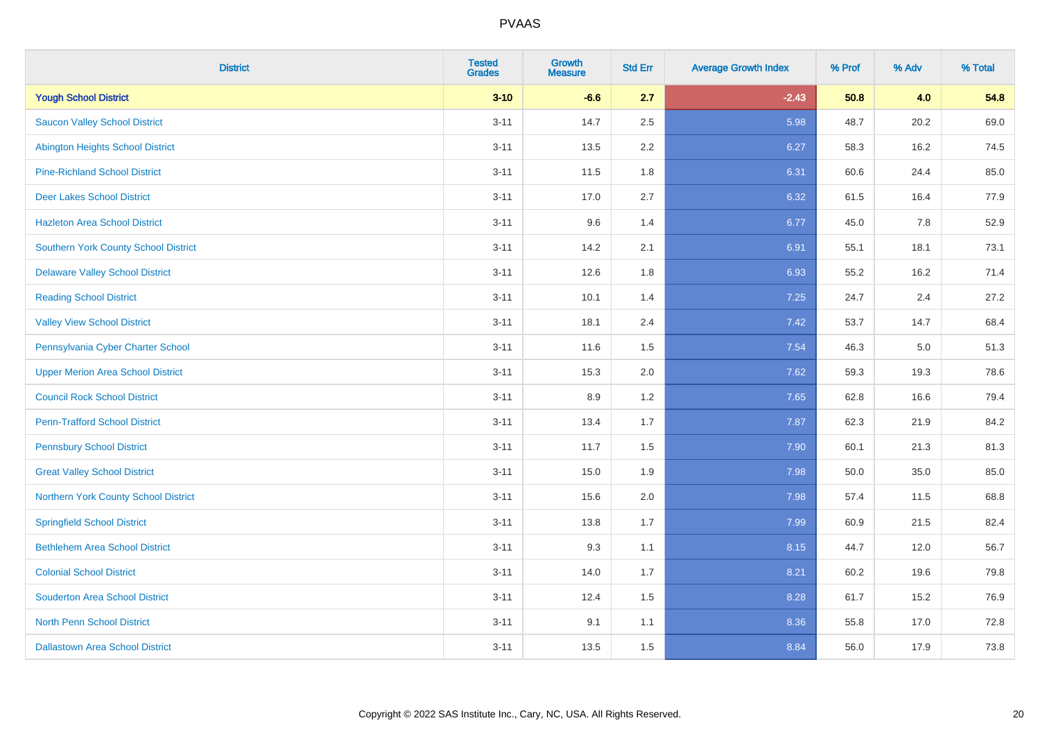# PVAAS

| District | Tested Grades | Growth Measure | Std Err | Average Growth Index | % Prof | % Adv | % Total |
|---|---|---|---|---|---|---|---|
| **Yough School District** | **3-10** | **-6.6** | **2.7** | **-2.43** | **50.8** | **4.0** | **54.8** |
| Saucon Valley School District | 3-11 | 14.7 | 2.5 | 5.98 | 48.7 | 20.2 | 69.0 |
| Abington Heights School District | 3-11 | 13.5 | 2.2 | 6.27 | 58.3 | 16.2 | 74.5 |
| Pine-Richland School District | 3-11 | 11.5 | 1.8 | 6.31 | 60.6 | 24.4 | 85.0 |
| Deer Lakes School District | 3-11 | 17.0 | 2.7 | 6.32 | 61.5 | 16.4 | 77.9 |
| Hazleton Area School District | 3-11 | 9.6 | 1.4 | 6.77 | 45.0 | 7.8 | 52.9 |
| Southern York County School District | 3-11 | 14.2 | 2.1 | 6.91 | 55.1 | 18.1 | 73.1 |
| Delaware Valley School District | 3-11 | 12.6 | 1.8 | 6.93 | 55.2 | 16.2 | 71.4 |
| Reading School District | 3-11 | 10.1 | 1.4 | 7.25 | 24.7 | 2.4 | 27.2 |
| Valley View School District | 3-11 | 18.1 | 2.4 | 7.42 | 53.7 | 14.7 | 68.4 |
| Pennsylvania Cyber Charter School | 3-11 | 11.6 | 1.5 | 7.54 | 46.3 | 5.0 | 51.3 |
| Upper Merion Area School District | 3-11 | 15.3 | 2.0 | 7.62 | 59.3 | 19.3 | 78.6 |
| Council Rock School District | 3-11 | 8.9 | 1.2 | 7.65 | 62.8 | 16.6 | 79.4 |
| Penn-Trafford School District | 3-11 | 13.4 | 1.7 | 7.87 | 62.3 | 21.9 | 84.2 |
| Pennsbury School District | 3-11 | 11.7 | 1.5 | 7.90 | 60.1 | 21.3 | 81.3 |
| Great Valley School District | 3-11 | 15.0 | 1.9 | 7.98 | 50.0 | 35.0 | 85.0 |
| Northern York County School District | 3-11 | 15.6 | 2.0 | 7.98 | 57.4 | 11.5 | 68.8 |
| Springfield School District | 3-11 | 13.8 | 1.7 | 7.99 | 60.9 | 21.5 | 82.4 |
| Bethlehem Area School District | 3-11 | 9.3 | 1.1 | 8.15 | 44.7 | 12.0 | 56.7 |
| Colonial School District | 3-11 | 14.0 | 1.7 | 8.21 | 60.2 | 19.6 | 79.8 |
| Souderton Area School District | 3-11 | 12.4 | 1.5 | 8.28 | 61.7 | 15.2 | 76.9 |
| North Penn School District | 3-11 | 9.1 | 1.1 | 8.36 | 55.8 | 17.0 | 72.8 |
| Dallastown Area School District | 3-11 | 13.5 | 1.5 | 8.84 | 56.0 | 17.9 | 73.8 |

Copyright © 2022 SAS Institute Inc., Cary, NC, USA. All Rights Reserved.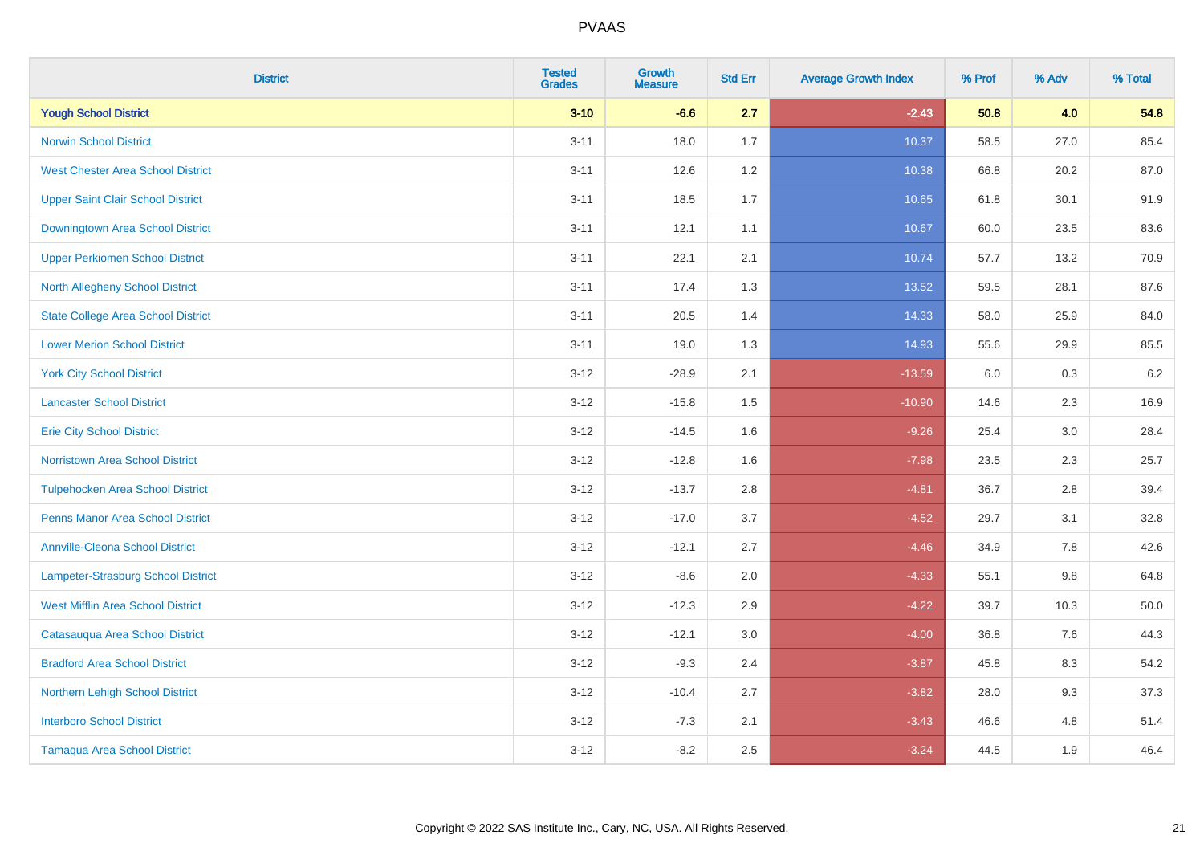# PVAAS

| District | Tested Grades | Growth Measure | Std Err | Average Growth Index | % Prof | % Adv | % Total |
|---|---|---|---|---|---|---|---|
| **Yough School District** | **3-10** | **-6.6** | **2.7** | **-2.43** | **50.8** | **4.0** | **54.8** |
| Norwin School District | 3-11 | 18.0 | 1.7 | 10.37 | 58.5 | 27.0 | 85.4 |
| West Chester Area School District | 3-11 | 12.6 | 1.2 | 10.38 | 66.8 | 20.2 | 87.0 |
| Upper Saint Clair School District | 3-11 | 18.5 | 1.7 | 10.65 | 61.8 | 30.1 | 91.9 |
| Downingtown Area School District | 3-11 | 12.1 | 1.1 | 10.67 | 60.0 | 23.5 | 83.6 |
| Upper Perkiomen School District | 3-11 | 22.1 | 2.1 | 10.74 | 57.7 | 13.2 | 70.9 |
| North Allegheny School District | 3-11 | 17.4 | 1.3 | 13.52 | 59.5 | 28.1 | 87.6 |
| State College Area School District | 3-11 | 20.5 | 1.4 | 14.33 | 58.0 | 25.9 | 84.0 |
| Lower Merion School District | 3-11 | 19.0 | 1.3 | 14.93 | 55.6 | 29.9 | 85.5 |
| York City School District | 3-12 | -28.9 | 2.1 | -13.59 | 6.0 | 0.3 | 6.2 |
| Lancaster School District | 3-12 | -15.8 | 1.5 | -10.90 | 14.6 | 2.3 | 16.9 |
| Erie City School District | 3-12 | -14.5 | 1.6 | -9.26 | 25.4 | 3.0 | 28.4 |
| Norristown Area School District | 3-12 | -12.8 | 1.6 | -7.98 | 23.5 | 2.3 | 25.7 |
| Tulpehocken Area School District | 3-12 | -13.7 | 2.8 | -4.81 | 36.7 | 2.8 | 39.4 |
| Penns Manor Area School District | 3-12 | -17.0 | 3.7 | -4.52 | 29.7 | 3.1 | 32.8 |
| Annville-Cleona School District | 3-12 | -12.1 | 2.7 | -4.46 | 34.9 | 7.8 | 42.6 |
| Lampeter-Strasburg School District | 3-12 | -8.6 | 2.0 | -4.33 | 55.1 | 9.8 | 64.8 |
| West Mifflin Area School District | 3-12 | -12.3 | 2.9 | -4.22 | 39.7 | 10.3 | 50.0 |
| Catasauqua Area School District | 3-12 | -12.1 | 3.0 | -4.00 | 36.8 | 7.6 | 44.3 |
| Bradford Area School District | 3-12 | -9.3 | 2.4 | -3.87 | 45.8 | 8.3 | 54.2 |
| Northern Lehigh School District | 3-12 | -10.4 | 2.7 | -3.82 | 28.0 | 9.3 | 37.3 |
| Interboro School District | 3-12 | -7.3 | 2.1 | -3.43 | 46.6 | 4.8 | 51.4 |
| Tamaqua Area School District | 3-12 | -8.2 | 2.5 | -3.24 | 44.5 | 1.9 | 46.4 |

Copyright © 2022 SAS Institute Inc., Cary, NC, USA. All Rights Reserved.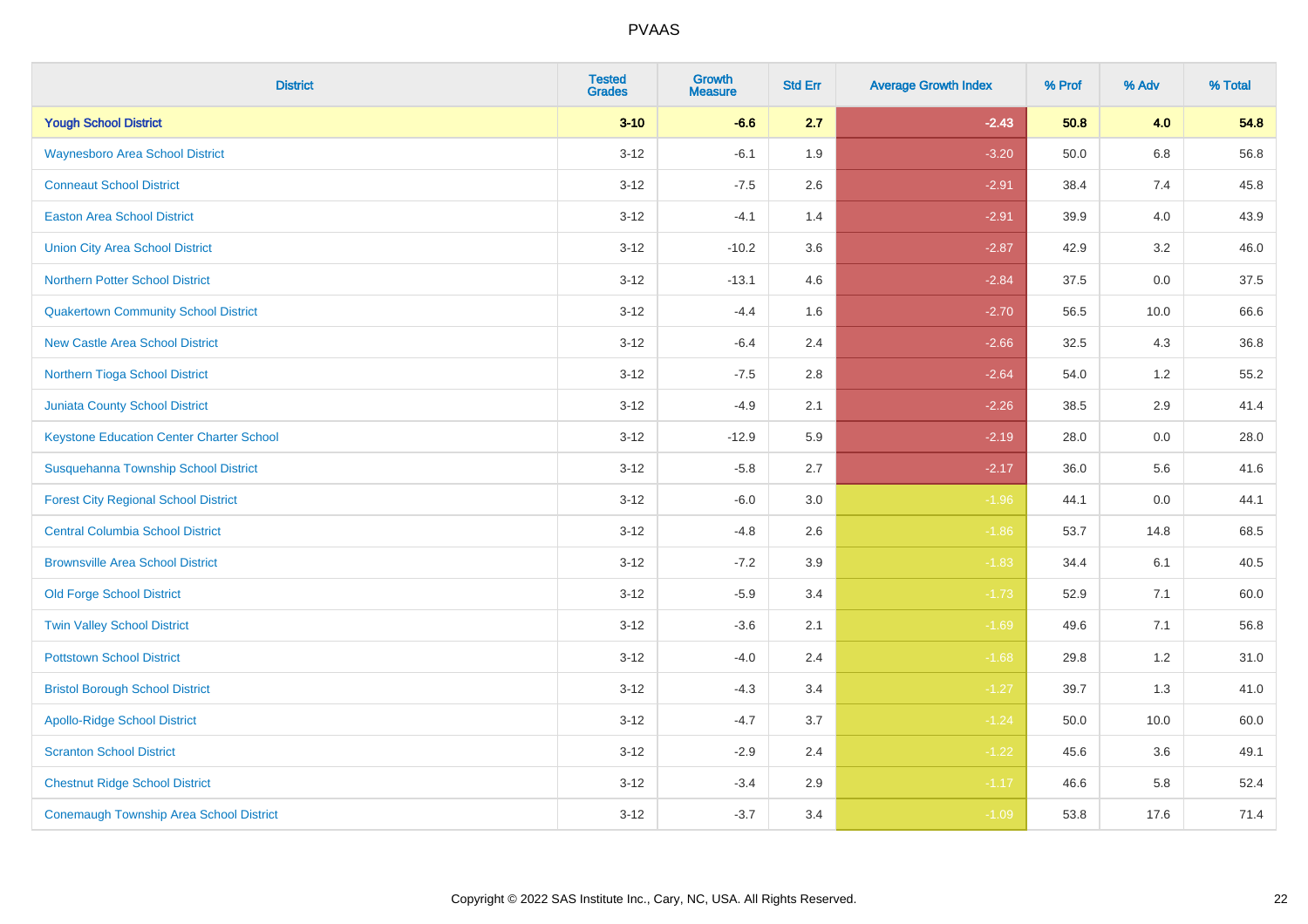# PVAAS

| District | Tested Grades | Growth Measure | Std Err | Average Growth Index | % Prof | % Adv | % Total |
|---|---|---|---|---|---|---|---|
| **Yough School District** | **3-10** | **-6.6** | **2.7** | **-2.43** | **50.8** | **4.0** | **54.8** |
| Waynesboro Area School District | 3-12 | -6.1 | 1.9 | -3.20 | 50.0 | 6.8 | 56.8 |
| Conneaut School District | 3-12 | -7.5 | 2.6 | -2.91 | 38.4 | 7.4 | 45.8 |
| Easton Area School District | 3-12 | -4.1 | 1.4 | -2.91 | 39.9 | 4.0 | 43.9 |
| Union City Area School District | 3-12 | -10.2 | 3.6 | -2.87 | 42.9 | 3.2 | 46.0 |
| Northern Potter School District | 3-12 | -13.1 | 4.6 | -2.84 | 37.5 | 0.0 | 37.5 |
| Quakertown Community School District | 3-12 | -4.4 | 1.6 | -2.70 | 56.5 | 10.0 | 66.6 |
| New Castle Area School District | 3-12 | -6.4 | 2.4 | -2.66 | 32.5 | 4.3 | 36.8 |
| Northern Tioga School District | 3-12 | -7.5 | 2.8 | -2.64 | 54.0 | 1.2 | 55.2 |
| Juniata County School District | 3-12 | -4.9 | 2.1 | -2.26 | 38.5 | 2.9 | 41.4 |
| Keystone Education Center Charter School | 3-12 | -12.9 | 5.9 | -2.19 | 28.0 | 0.0 | 28.0 |
| Susquehanna Township School District | 3-12 | -5.8 | 2.7 | -2.17 | 36.0 | 5.6 | 41.6 |
| Forest City Regional School District | 3-12 | -6.0 | 3.0 | -1.96 | 44.1 | 0.0 | 44.1 |
| Central Columbia School District | 3-12 | -4.8 | 2.6 | -1.86 | 53.7 | 14.8 | 68.5 |
| Brownsville Area School District | 3-12 | -7.2 | 3.9 | -1.83 | 34.4 | 6.1 | 40.5 |
| Old Forge School District | 3-12 | -5.9 | 3.4 | -1.73 | 52.9 | 7.1 | 60.0 |
| Twin Valley School District | 3-12 | -3.6 | 2.1 | -1.69 | 49.6 | 7.1 | 56.8 |
| Pottstown School District | 3-12 | -4.0 | 2.4 | -1.68 | 29.8 | 1.2 | 31.0 |
| Bristol Borough School District | 3-12 | -4.3 | 3.4 | -1.27 | 39.7 | 1.3 | 41.0 |
| Apollo-Ridge School District | 3-12 | -4.7 | 3.7 | -1.24 | 50.0 | 10.0 | 60.0 |
| Scranton School District | 3-12 | -2.9 | 2.4 | -1.22 | 45.6 | 3.6 | 49.1 |
| Chestnut Ridge School District | 3-12 | -3.4 | 2.9 | -1.17 | 46.6 | 5.8 | 52.4 |
| Conemaugh Township Area School District | 3-12 | -3.7 | 3.4 | -1.09 | 53.8 | 17.6 | 71.4 |

Copyright © 2022 SAS Institute Inc., Cary, NC, USA. All Rights Reserved.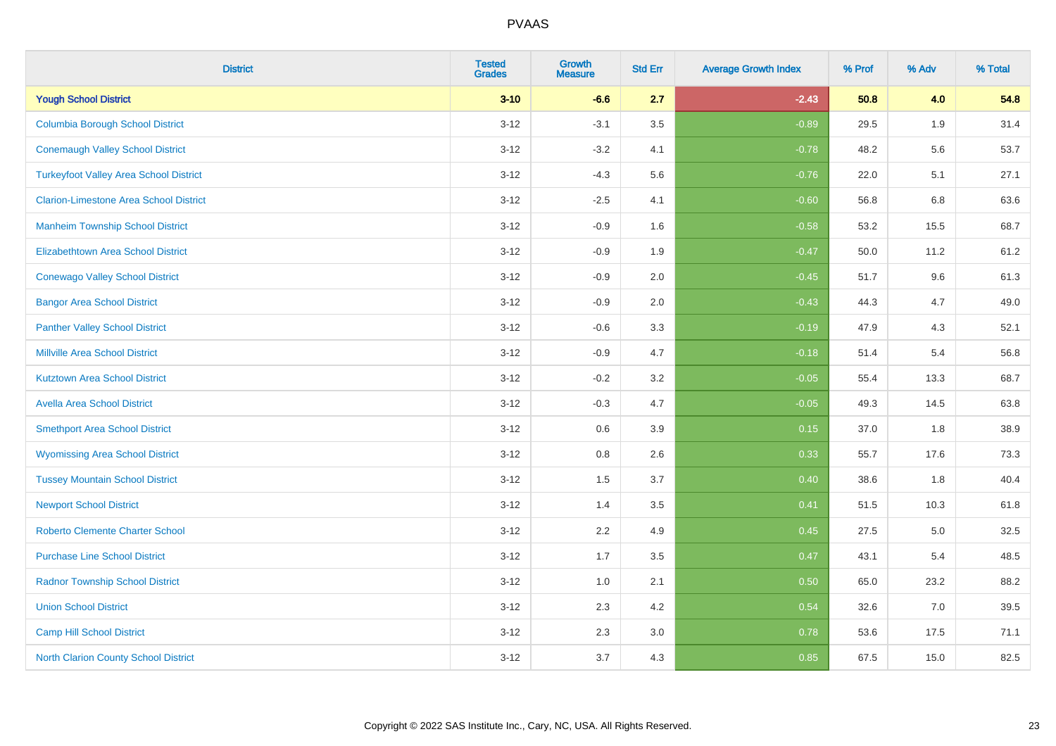# PVAAS

| District | Tested Grades | Growth Measure | Std Err | Average Growth Index | % Prof | % Adv | % Total |
|---|---|---|---|---|---|---|---|
| **Yough School District** | **3-10** | **-6.6** | **2.7** | **-2.43** | **50.8** | **4.0** | **54.8** |
| Columbia Borough School District | 3-12 | -3.1 | 3.5 | -0.89 | 29.5 | 1.9 | 31.4 |
| Conemaugh Valley School District | 3-12 | -3.2 | 4.1 | -0.78 | 48.2 | 5.6 | 53.7 |
| Turkeyfoot Valley Area School District | 3-12 | -4.3 | 5.6 | -0.76 | 22.0 | 5.1 | 27.1 |
| Clarion-Limestone Area School District | 3-12 | -2.5 | 4.1 | -0.60 | 56.8 | 6.8 | 63.6 |
| Manheim Township School District | 3-12 | -0.9 | 1.6 | -0.58 | 53.2 | 15.5 | 68.7 |
| Elizabethtown Area School District | 3-12 | -0.9 | 1.9 | -0.47 | 50.0 | 11.2 | 61.2 |
| Conewago Valley School District | 3-12 | -0.9 | 2.0 | -0.45 | 51.7 | 9.6 | 61.3 |
| Bangor Area School District | 3-12 | -0.9 | 2.0 | -0.43 | 44.3 | 4.7 | 49.0 |
| Panther Valley School District | 3-12 | -0.6 | 3.3 | -0.19 | 47.9 | 4.3 | 52.1 |
| Millville Area School District | 3-12 | -0.9 | 4.7 | -0.18 | 51.4 | 5.4 | 56.8 |
| Kutztown Area School District | 3-12 | -0.2 | 3.2 | -0.05 | 55.4 | 13.3 | 68.7 |
| Avella Area School District | 3-12 | -0.3 | 4.7 | -0.05 | 49.3 | 14.5 | 63.8 |
| Smethport Area School District | 3-12 | 0.6 | 3.9 | 0.15 | 37.0 | 1.8 | 38.9 |
| Wyomissing Area School District | 3-12 | 0.8 | 2.6 | 0.33 | 55.7 | 17.6 | 73.3 |
| Tussey Mountain School District | 3-12 | 1.5 | 3.7 | 0.40 | 38.6 | 1.8 | 40.4 |
| Newport School District | 3-12 | 1.4 | 3.5 | 0.41 | 51.5 | 10.3 | 61.8 |
| Roberto Clemente Charter School | 3-12 | 2.2 | 4.9 | 0.45 | 27.5 | 5.0 | 32.5 |
| Purchase Line School District | 3-12 | 1.7 | 3.5 | 0.47 | 43.1 | 5.4 | 48.5 |
| Radnor Township School District | 3-12 | 1.0 | 2.1 | 0.50 | 65.0 | 23.2 | 88.2 |
| Union School District | 3-12 | 2.3 | 4.2 | 0.54 | 32.6 | 7.0 | 39.5 |
| Camp Hill School District | 3-12 | 2.3 | 3.0 | 0.78 | 53.6 | 17.5 | 71.1 |
| North Clarion County School District | 3-12 | 3.7 | 4.3 | 0.85 | 67.5 | 15.0 | 82.5 |

Copyright © 2022 SAS Institute Inc., Cary, NC, USA. All Rights Reserved.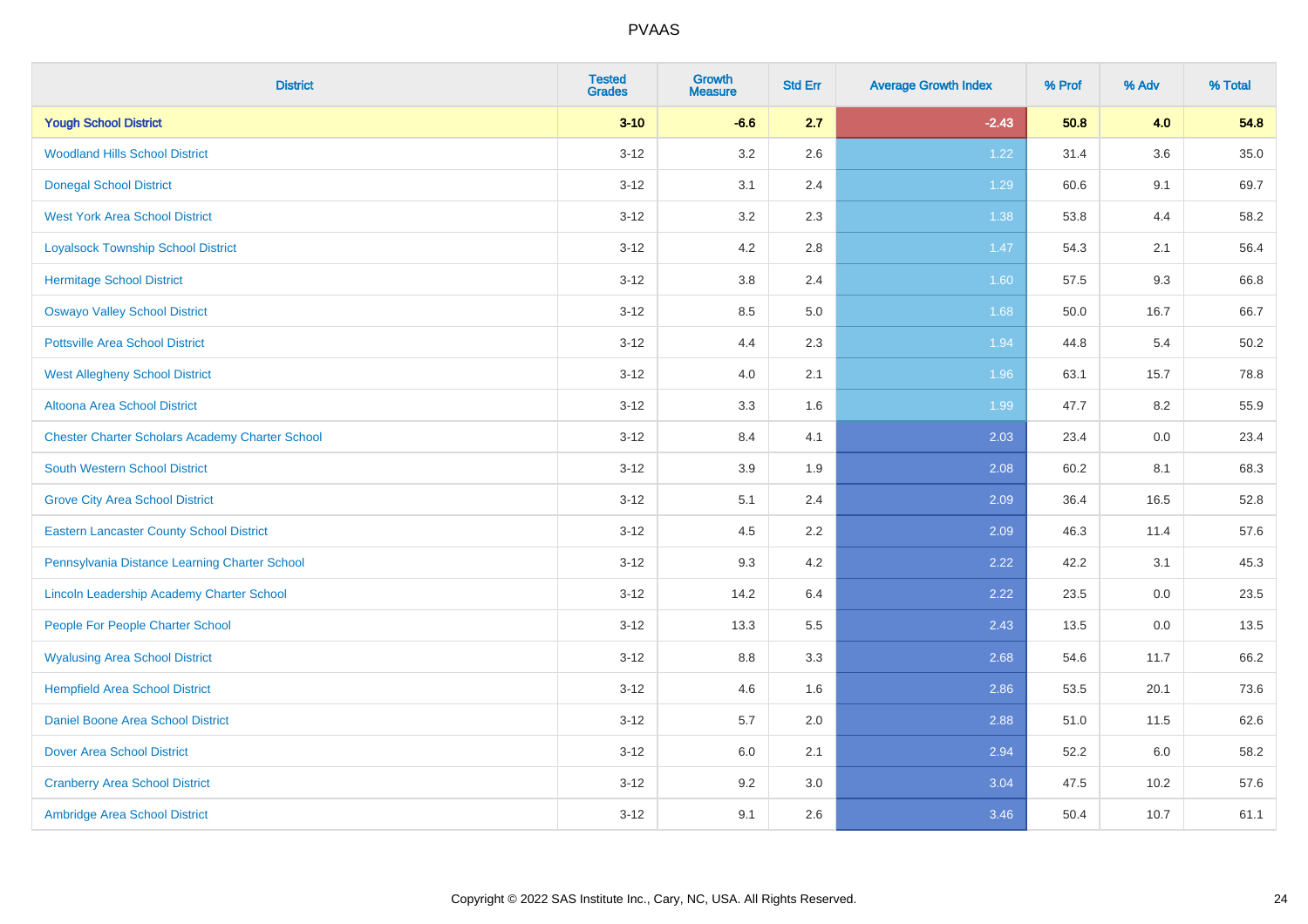# PVAAS

| District | Tested Grades | Growth Measure | Std Err | Average Growth Index | % Prof | % Adv | % Total |
|---|---|---|---|---|---|---|---|
| **Yough School District** | **3-10** | **-6.6** | **2.7** | **-2.43** | **50.8** | **4.0** | **54.8** |
| Woodland Hills School District | 3-12 | 3.2 | 2.6 | 1.22 | 31.4 | 3.6 | 35.0 |
| Donegal School District | 3-12 | 3.1 | 2.4 | 1.29 | 60.6 | 9.1 | 69.7 |
| West York Area School District | 3-12 | 3.2 | 2.3 | 1.38 | 53.8 | 4.4 | 58.2 |
| Loyalsock Township School District | 3-12 | 4.2 | 2.8 | 1.47 | 54.3 | 2.1 | 56.4 |
| Hermitage School District | 3-12 | 3.8 | 2.4 | 1.60 | 57.5 | 9.3 | 66.8 |
| Oswayo Valley School District | 3-12 | 8.5 | 5.0 | 1.68 | 50.0 | 16.7 | 66.7 |
| Pottsville Area School District | 3-12 | 4.4 | 2.3 | 1.94 | 44.8 | 5.4 | 50.2 |
| West Allegheny School District | 3-12 | 4.0 | 2.1 | 1.96 | 63.1 | 15.7 | 78.8 |
| Altoona Area School District | 3-12 | 3.3 | 1.6 | 1.99 | 47.7 | 8.2 | 55.9 |
| Chester Charter Scholars Academy Charter School | 3-12 | 8.4 | 4.1 | 2.03 | 23.4 | 0.0 | 23.4 |
| South Western School District | 3-12 | 3.9 | 1.9 | 2.08 | 60.2 | 8.1 | 68.3 |
| Grove City Area School District | 3-12 | 5.1 | 2.4 | 2.09 | 36.4 | 16.5 | 52.8 |
| Eastern Lancaster County School District | 3-12 | 4.5 | 2.2 | 2.09 | 46.3 | 11.4 | 57.6 |
| Pennsylvania Distance Learning Charter School | 3-12 | 9.3 | 4.2 | 2.22 | 42.2 | 3.1 | 45.3 |
| Lincoln Leadership Academy Charter School | 3-12 | 14.2 | 6.4 | 2.22 | 23.5 | 0.0 | 23.5 |
| People For People Charter School | 3-12 | 13.3 | 5.5 | 2.43 | 13.5 | 0.0 | 13.5 |
| Wyalusing Area School District | 3-12 | 8.8 | 3.3 | 2.68 | 54.6 | 11.7 | 66.2 |
| Hempfield Area School District | 3-12 | 4.6 | 1.6 | 2.86 | 53.5 | 20.1 | 73.6 |
| Daniel Boone Area School District | 3-12 | 5.7 | 2.0 | 2.88 | 51.0 | 11.5 | 62.6 |
| Dover Area School District | 3-12 | 6.0 | 2.1 | 2.94 | 52.2 | 6.0 | 58.2 |
| Cranberry Area School District | 3-12 | 9.2 | 3.0 | 3.04 | 47.5 | 10.2 | 57.6 |
| Ambridge Area School District | 3-12 | 9.1 | 2.6 | 3.46 | 50.4 | 10.7 | 61.1 |

Copyright © 2022 SAS Institute Inc., Cary, NC, USA. All Rights Reserved.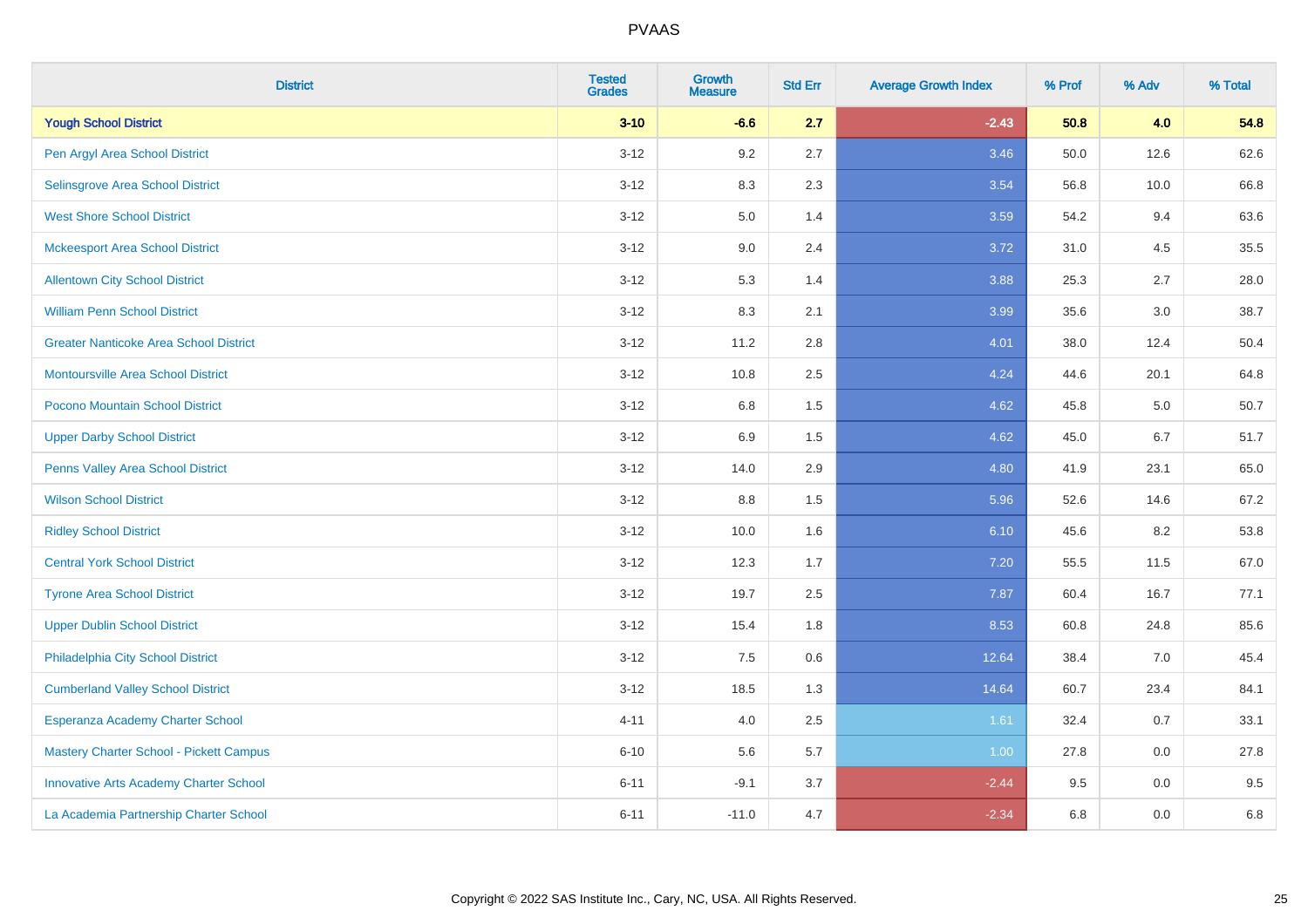# PVAAS

| District | Tested Grades | Growth Measure | Std Err | Average Growth Index | % Prof | % Adv | % Total |
|---|---|---|---|---|---|---|---|
| **Yough School District** | **3-10** | **-6.6** | **2.7** | **-2.43** | **50.8** | **4.0** | **54.8** |
| Pen Argyl Area School District | 3-12 | 9.2 | 2.7 | 3.46 | 50.0 | 12.6 | 62.6 |
| Selinsgrove Area School District | 3-12 | 8.3 | 2.3 | 3.54 | 56.8 | 10.0 | 66.8 |
| West Shore School District | 3-12 | 5.0 | 1.4 | 3.59 | 54.2 | 9.4 | 63.6 |
| Mckeesport Area School District | 3-12 | 9.0 | 2.4 | 3.72 | 31.0 | 4.5 | 35.5 |
| Allentown City School District | 3-12 | 5.3 | 1.4 | 3.88 | 25.3 | 2.7 | 28.0 |
| William Penn School District | 3-12 | 8.3 | 2.1 | 3.99 | 35.6 | 3.0 | 38.7 |
| Greater Nanticoke Area School District | 3-12 | 11.2 | 2.8 | 4.01 | 38.0 | 12.4 | 50.4 |
| Montoursville Area School District | 3-12 | 10.8 | 2.5 | 4.24 | 44.6 | 20.1 | 64.8 |
| Pocono Mountain School District | 3-12 | 6.8 | 1.5 | 4.62 | 45.8 | 5.0 | 50.7 |
| Upper Darby School District | 3-12 | 6.9 | 1.5 | 4.62 | 45.0 | 6.7 | 51.7 |
| Penns Valley Area School District | 3-12 | 14.0 | 2.9 | 4.80 | 41.9 | 23.1 | 65.0 |
| Wilson School District | 3-12 | 8.8 | 1.5 | 5.96 | 52.6 | 14.6 | 67.2 |
| Ridley School District | 3-12 | 10.0 | 1.6 | 6.10 | 45.6 | 8.2 | 53.8 |
| Central York School District | 3-12 | 12.3 | 1.7 | 7.20 | 55.5 | 11.5 | 67.0 |
| Tyrone Area School District | 3-12 | 19.7 | 2.5 | 7.87 | 60.4 | 16.7 | 77.1 |
| Upper Dublin School District | 3-12 | 15.4 | 1.8 | 8.53 | 60.8 | 24.8 | 85.6 |
| Philadelphia City School District | 3-12 | 7.5 | 0.6 | 12.64 | 38.4 | 7.0 | 45.4 |
| Cumberland Valley School District | 3-12 | 18.5 | 1.3 | 14.64 | 60.7 | 23.4 | 84.1 |
| Esperanza Academy Charter School | 4-11 | 4.0 | 2.5 | 1.61 | 32.4 | 0.7 | 33.1 |
| Mastery Charter School - Pickett Campus | 6-10 | 5.6 | 5.7 | 1.00 | 27.8 | 0.0 | 27.8 |
| Innovative Arts Academy Charter School | 6-11 | -9.1 | 3.7 | -2.44 | 9.5 | 0.0 | 9.5 |
| La Academia Partnership Charter School | 6-11 | -11.0 | 4.7 | -2.34 | 6.8 | 0.0 | 6.8 |

Copyright © 2022 SAS Institute Inc., Cary, NC, USA. All Rights Reserved.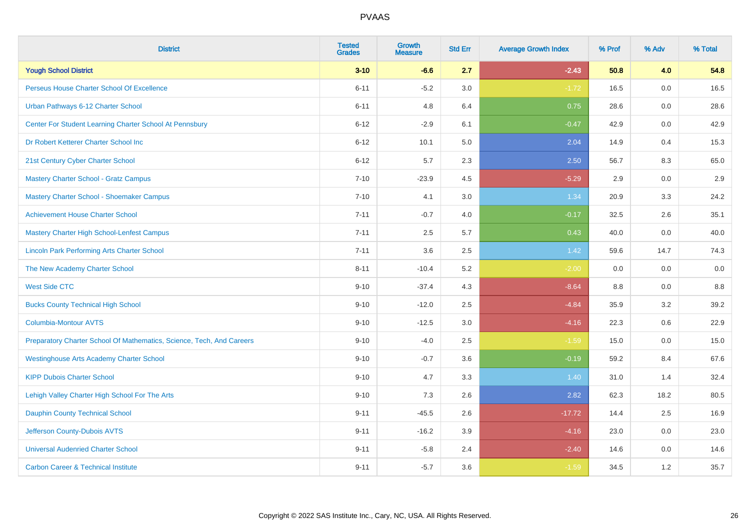# PVAAS

| District | Tested Grades | Growth Measure | Std Err | Average Growth Index | % Prof | % Adv | % Total |
|---|---|---|---|---|---|---|---|
| **Yough School District** | **3-10** | **-6.6** | **2.7** | **-2.43** | **50.8** | **4.0** | **54.8** |
| Perseus House Charter School Of Excellence | 6-11 | -5.2 | 3.0 | -1.72 | 16.5 | 0.0 | 16.5 |
| Urban Pathways 6-12 Charter School | 6-11 | 4.8 | 6.4 | 0.75 | 28.6 | 0.0 | 28.6 |
| Center For Student Learning Charter School At Pennsbury | 6-12 | -2.9 | 6.1 | -0.47 | 42.9 | 0.0 | 42.9 |
| Dr Robert Ketterer Charter School Inc | 6-12 | 10.1 | 5.0 | 2.04 | 14.9 | 0.4 | 15.3 |
| 21st Century Cyber Charter School | 6-12 | 5.7 | 2.3 | 2.50 | 56.7 | 8.3 | 65.0 |
| Mastery Charter School - Gratz Campus | 7-10 | -23.9 | 4.5 | -5.29 | 2.9 | 0.0 | 2.9 |
| Mastery Charter School - Shoemaker Campus | 7-10 | 4.1 | 3.0 | 1.34 | 20.9 | 3.3 | 24.2 |
| Achievement House Charter School | 7-11 | -0.7 | 4.0 | -0.17 | 32.5 | 2.6 | 35.1 |
| Mastery Charter High School-Lenfest Campus | 7-11 | 2.5 | 5.7 | 0.43 | 40.0 | 0.0 | 40.0 |
| Lincoln Park Performing Arts Charter School | 7-11 | 3.6 | 2.5 | 1.42 | 59.6 | 14.7 | 74.3 |
| The New Academy Charter School | 8-11 | -10.4 | 5.2 | -2.00 | 0.0 | 0.0 | 0.0 |
| West Side CTC | 9-10 | -37.4 | 4.3 | -8.64 | 8.8 | 0.0 | 8.8 |
| Bucks County Technical High School | 9-10 | -12.0 | 2.5 | -4.84 | 35.9 | 3.2 | 39.2 |
| Columbia-Montour AVTS | 9-10 | -12.5 | 3.0 | -4.16 | 22.3 | 0.6 | 22.9 |
| Preparatory Charter School Of Mathematics, Science, Tech, And Careers | 9-10 | -4.0 | 2.5 | -1.59 | 15.0 | 0.0 | 15.0 |
| Westinghouse Arts Academy Charter School | 9-10 | -0.7 | 3.6 | -0.19 | 59.2 | 8.4 | 67.6 |
| KIPP Dubois Charter School | 9-10 | 4.7 | 3.3 | 1.40 | 31.0 | 1.4 | 32.4 |
| Lehigh Valley Charter High School For The Arts | 9-10 | 7.3 | 2.6 | 2.82 | 62.3 | 18.2 | 80.5 |
| Dauphin County Technical School | 9-11 | -45.5 | 2.6 | -17.72 | 14.4 | 2.5 | 16.9 |
| Jefferson County-Dubois AVTS | 9-11 | -16.2 | 3.9 | -4.16 | 23.0 | 0.0 | 23.0 |
| Universal Audenried Charter School | 9-11 | -5.8 | 2.4 | -2.40 | 14.6 | 0.0 | 14.6 |
| Carbon Career & Technical Institute | 9-11 | -5.7 | 3.6 | -1.59 | 34.5 | 1.2 | 35.7 |

Copyright © 2022 SAS Institute Inc., Cary, NC, USA. All Rights Reserved.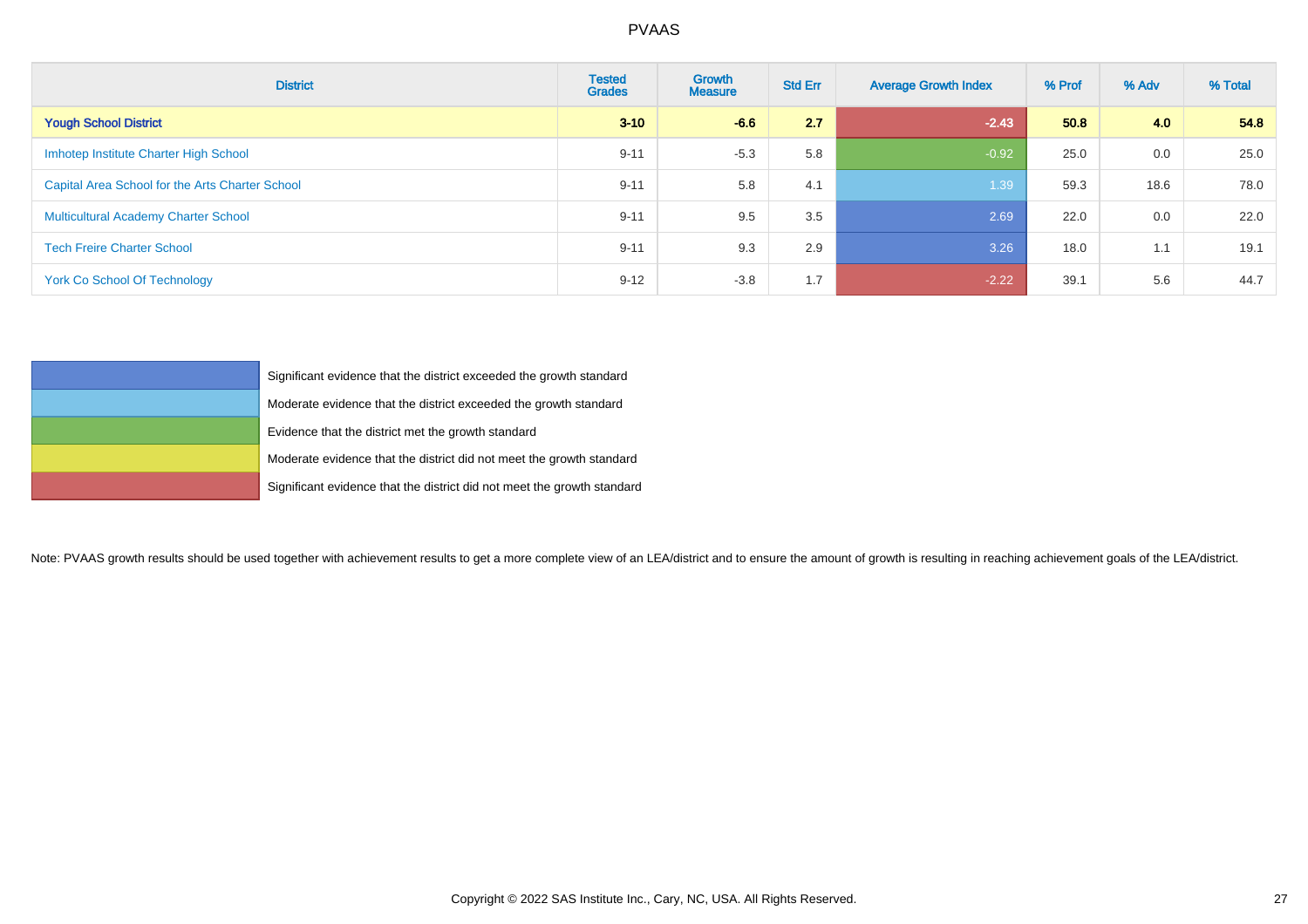# PVAAS

| District | Tested Grades | Growth Measure | Std Err | Average Growth Index | % Prof | % Adv | % Total |
|---|---|---|---|---|---|---|---|
| **Yough School District** | **3-10** | **-6.6** | **2.7** | **-2.43** | **50.8** | **4.0** | **54.8** |
| Imhotep Institute Charter High School | 9-11 | -5.3 | 5.8 | -0.92 | 25.0 | 0.0 | 25.0 |
| Capital Area School for the Arts Charter School | 9-11 | 5.8 | 4.1 | 1.39 | 59.3 | 18.6 | 78.0 |
| Multicultural Academy Charter School | 9-11 | 9.5 | 3.5 | 2.69 | 22.0 | 0.0 | 22.0 |
| Tech Freire Charter School | 9-11 | 9.3 | 2.9 | 3.26 | 18.0 | 1.1 | 19.1 |
| York Co School Of Technology | 9-12 | -3.8 | 1.7 | -2.22 | 39.1 | 5.6 | 44.7 |

- Significant evidence that the district exceeded the growth standard
- Moderate evidence that the district exceeded the growth standard
- Evidence that the district met the growth standard
- Moderate evidence that the district did not meet the growth standard
- Significant evidence that the district did not meet the growth standard

Note: PVAAS growth results should be used together with achievement results to get a more complete view of an LEA/district and to ensure the amount of growth is resulting in reaching achievement goals of the LEA/district.

Copyright © 2022 SAS Institute Inc., Cary, NC, USA. All Rights Reserved.